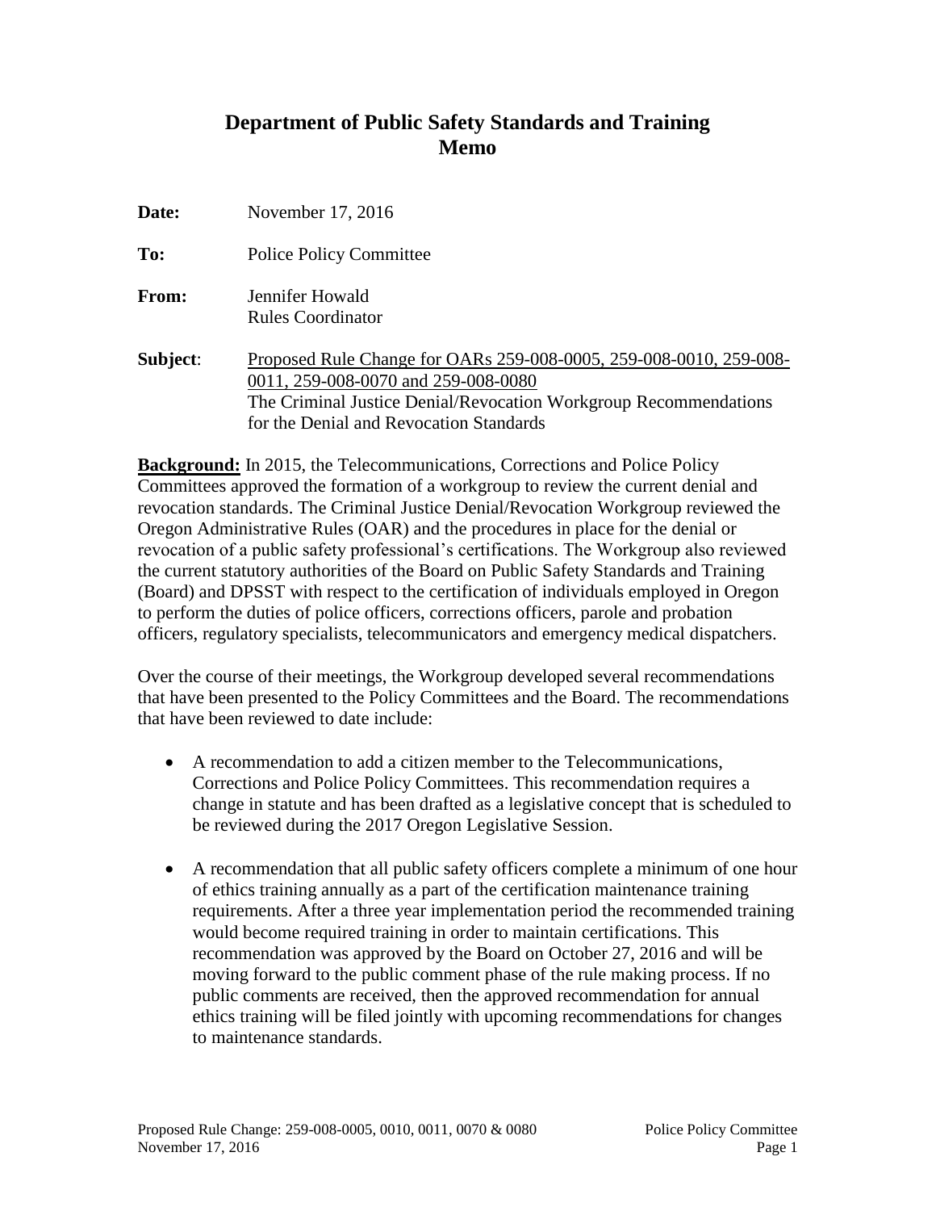# Department of Public Safety Standards and Training Memo

**Date:** November 17, 2016

**To:** Police Policy Committee

**From:** Jennifer Howald
Rules Coordinator

**Subject**: Proposed Rule Change for OARs 259-008-0005, 259-008-0010, 259-008-0011, 259-008-0070 and 259-008-0080
The Criminal Justice Denial/Revocation Workgroup Recommendations for the Denial and Revocation Standards

**Background:** In 2015, the Telecommunications, Corrections and Police Policy Committees approved the formation of a workgroup to review the current denial and revocation standards. The Criminal Justice Denial/Revocation Workgroup reviewed the Oregon Administrative Rules (OAR) and the procedures in place for the denial or revocation of a public safety professional's certifications. The Workgroup also reviewed the current statutory authorities of the Board on Public Safety Standards and Training (Board) and DPSST with respect to the certification of individuals employed in Oregon to perform the duties of police officers, corrections officers, parole and probation officers, regulatory specialists, telecommunicators and emergency medical dispatchers.

Over the course of their meetings, the Workgroup developed several recommendations that have been presented to the Policy Committees and the Board. The recommendations that have been reviewed to date include:

- A recommendation to add a citizen member to the Telecommunications, Corrections and Police Policy Committees. This recommendation requires a change in statute and has been drafted as a legislative concept that is scheduled to be reviewed during the 2017 Oregon Legislative Session.
- A recommendation that all public safety officers complete a minimum of one hour of ethics training annually as a part of the certification maintenance training requirements. After a three year implementation period the recommended training would become required training in order to maintain certifications. This recommendation was approved by the Board on October 27, 2016 and will be moving forward to the public comment phase of the rule making process. If no public comments are received, then the approved recommendation for annual ethics training will be filed jointly with upcoming recommendations for changes to maintenance standards.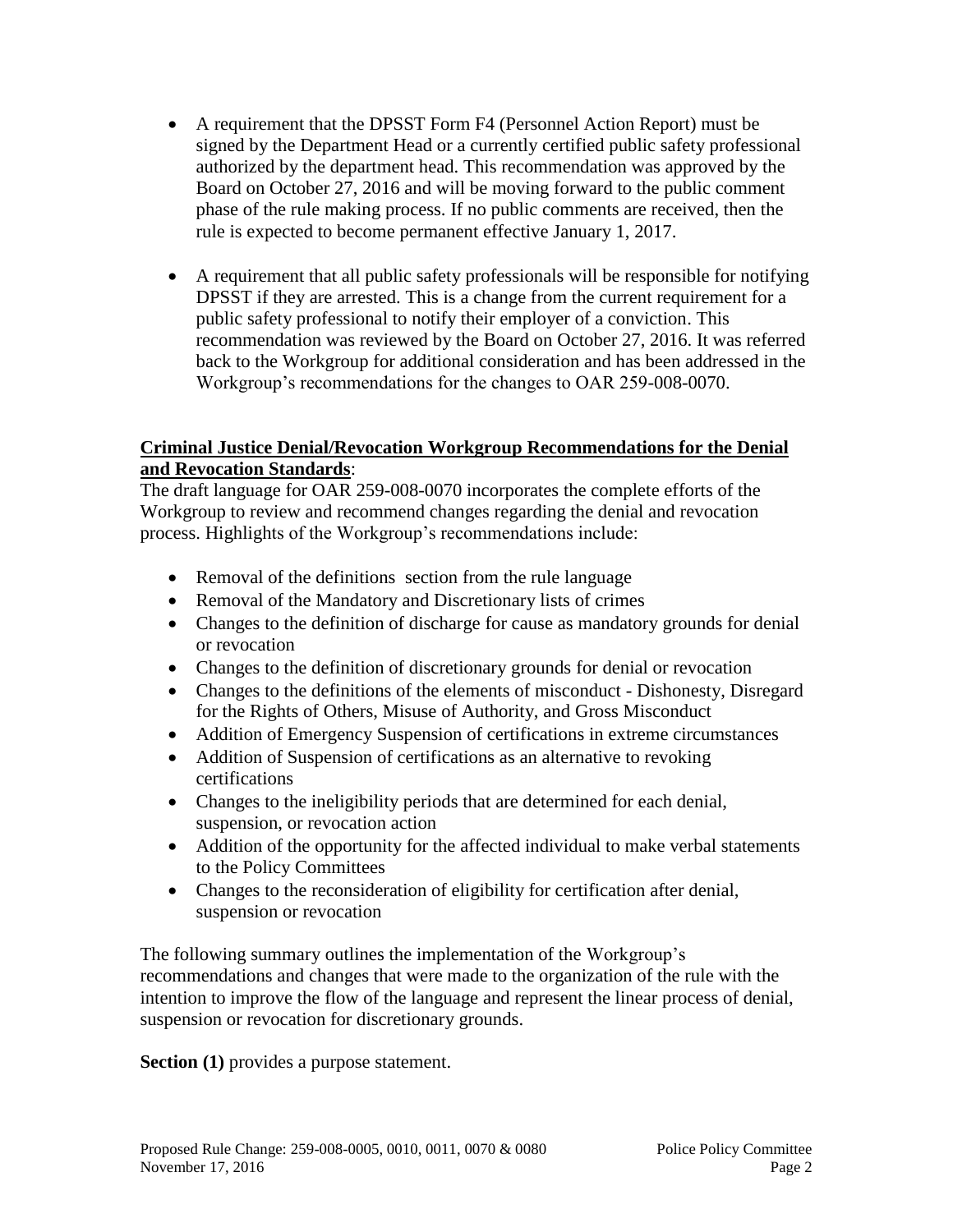- A requirement that the DPSST Form F4 (Personnel Action Report) must be signed by the Department Head or a currently certified public safety professional authorized by the department head. This recommendation was approved by the Board on October 27, 2016 and will be moving forward to the public comment phase of the rule making process. If no public comments are received, then the rule is expected to become permanent effective January 1, 2017.

- A requirement that all public safety professionals will be responsible for notifying DPSST if they are arrested. This is a change from the current requirement for a public safety professional to notify their employer of a conviction. This recommendation was reviewed by the Board on October 27, 2016. It was referred back to the Workgroup for additional consideration and has been addressed in the Workgroup's recommendations for the changes to OAR 259-008-0070.

**Criminal Justice Denial/Revocation Workgroup Recommendations for the Denial and Revocation Standards**:

The draft language for OAR 259-008-0070 incorporates the complete efforts of the Workgroup to review and recommend changes regarding the denial and revocation process. Highlights of the Workgroup's recommendations include:

- Removal of the definitions section from the rule language
- Removal of the Mandatory and Discretionary lists of crimes
- Changes to the definition of discharge for cause as mandatory grounds for denial or revocation
- Changes to the definition of discretionary grounds for denial or revocation
- Changes to the definitions of the elements of misconduct - Dishonesty, Disregard for the Rights of Others, Misuse of Authority, and Gross Misconduct
- Addition of Emergency Suspension of certifications in extreme circumstances
- Addition of Suspension of certifications as an alternative to revoking certifications
- Changes to the ineligibility periods that are determined for each denial, suspension, or revocation action
- Addition of the opportunity for the affected individual to make verbal statements to the Policy Committees
- Changes to the reconsideration of eligibility for certification after denial, suspension or revocation

The following summary outlines the implementation of the Workgroup's recommendations and changes that were made to the organization of the rule with the intention to improve the flow of the language and represent the linear process of denial, suspension or revocation for discretionary grounds.

**Section (1)** provides a purpose statement.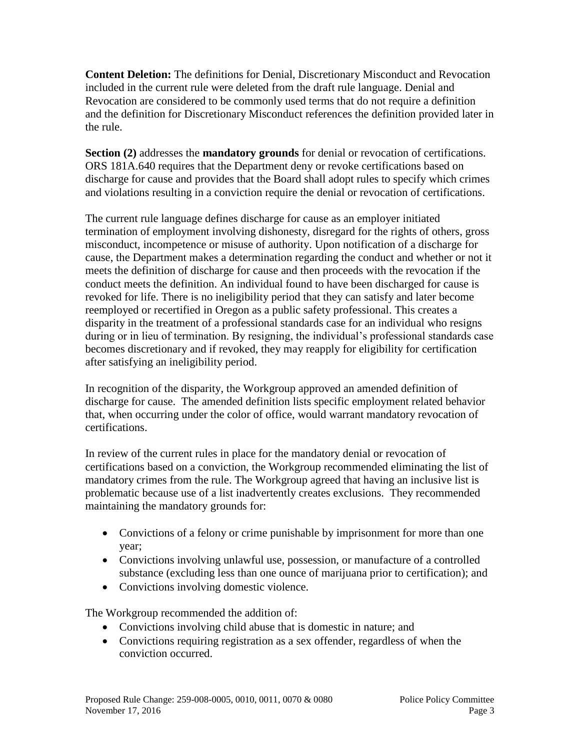**Content Deletion:** The definitions for Denial, Discretionary Misconduct and Revocation included in the current rule were deleted from the draft rule language. Denial and Revocation are considered to be commonly used terms that do not require a definition and the definition for Discretionary Misconduct references the definition provided later in the rule.

**Section (2)** addresses the **mandatory grounds** for denial or revocation of certifications. ORS 181A.640 requires that the Department deny or revoke certifications based on discharge for cause and provides that the Board shall adopt rules to specify which crimes and violations resulting in a conviction require the denial or revocation of certifications.

The current rule language defines discharge for cause as an employer initiated termination of employment involving dishonesty, disregard for the rights of others, gross misconduct, incompetence or misuse of authority. Upon notification of a discharge for cause, the Department makes a determination regarding the conduct and whether or not it meets the definition of discharge for cause and then proceeds with the revocation if the conduct meets the definition. An individual found to have been discharged for cause is revoked for life. There is no ineligibility period that they can satisfy and later become reemployed or recertified in Oregon as a public safety professional. This creates a disparity in the treatment of a professional standards case for an individual who resigns during or in lieu of termination. By resigning, the individual's professional standards case becomes discretionary and if revoked, they may reapply for eligibility for certification after satisfying an ineligibility period.

In recognition of the disparity, the Workgroup approved an amended definition of discharge for cause. The amended definition lists specific employment related behavior that, when occurring under the color of office, would warrant mandatory revocation of certifications.

In review of the current rules in place for the mandatory denial or revocation of certifications based on a conviction, the Workgroup recommended eliminating the list of mandatory crimes from the rule. The Workgroup agreed that having an inclusive list is problematic because use of a list inadvertently creates exclusions. They recommended maintaining the mandatory grounds for:

- Convictions of a felony or crime punishable by imprisonment for more than one year;
- Convictions involving unlawful use, possession, or manufacture of a controlled substance (excluding less than one ounce of marijuana prior to certification); and
- Convictions involving domestic violence.

The Workgroup recommended the addition of:

- Convictions involving child abuse that is domestic in nature; and
- Convictions requiring registration as a sex offender, regardless of when the conviction occurred.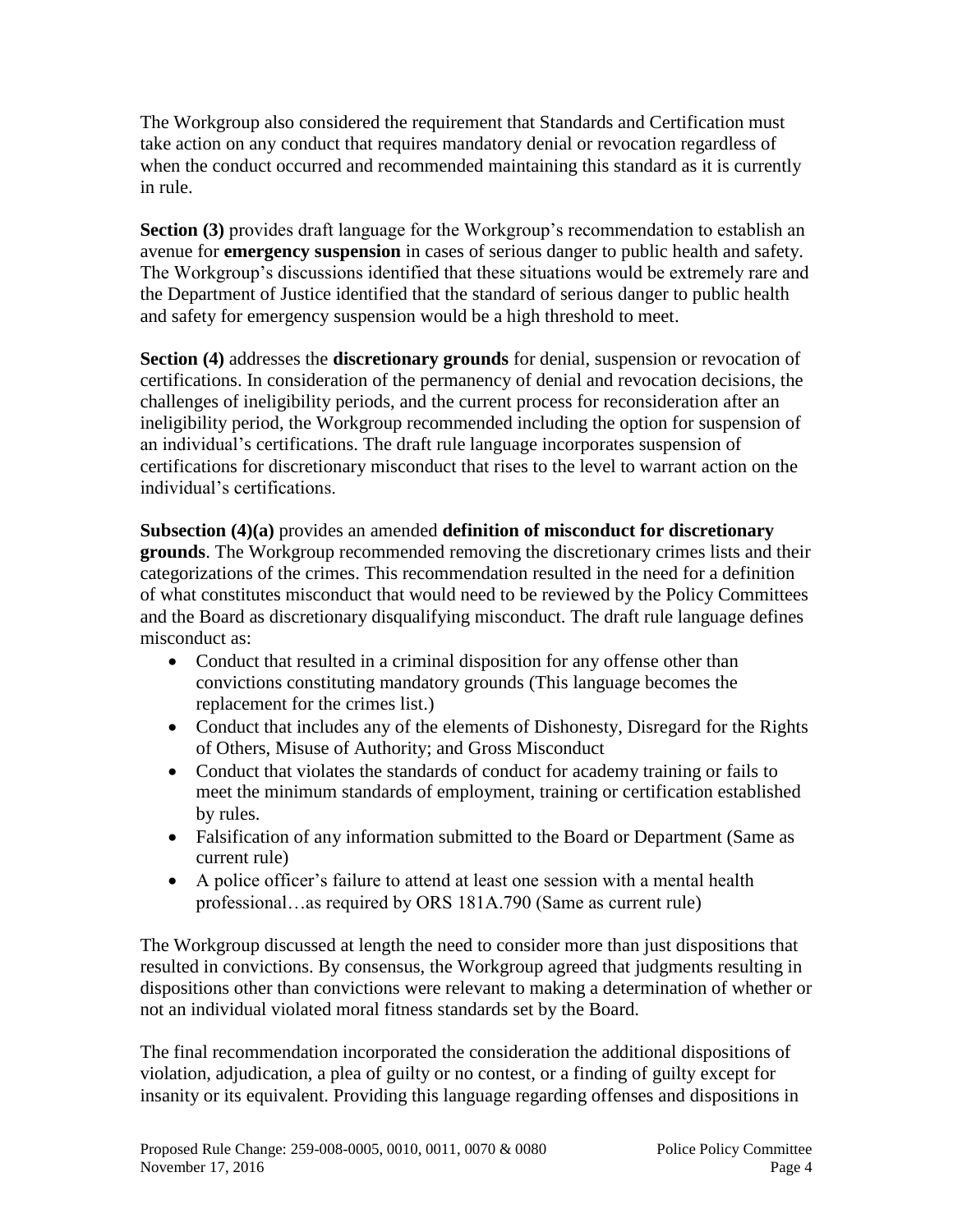The Workgroup also considered the requirement that Standards and Certification must take action on any conduct that requires mandatory denial or revocation regardless of when the conduct occurred and recommended maintaining this standard as it is currently in rule.

**Section (3)** provides draft language for the Workgroup's recommendation to establish an avenue for **emergency suspension** in cases of serious danger to public health and safety. The Workgroup's discussions identified that these situations would be extremely rare and the Department of Justice identified that the standard of serious danger to public health and safety for emergency suspension would be a high threshold to meet.

**Section (4)** addresses the **discretionary grounds** for denial, suspension or revocation of certifications. In consideration of the permanency of denial and revocation decisions, the challenges of ineligibility periods, and the current process for reconsideration after an ineligibility period, the Workgroup recommended including the option for suspension of an individual's certifications. The draft rule language incorporates suspension of certifications for discretionary misconduct that rises to the level to warrant action on the individual's certifications.

**Subsection (4)(a)** provides an amended **definition of misconduct for discretionary grounds**. The Workgroup recommended removing the discretionary crimes lists and their categorizations of the crimes. This recommendation resulted in the need for a definition of what constitutes misconduct that would need to be reviewed by the Policy Committees and the Board as discretionary disqualifying misconduct. The draft rule language defines misconduct as:

- Conduct that resulted in a criminal disposition for any offense other than convictions constituting mandatory grounds (This language becomes the replacement for the crimes list.)
- Conduct that includes any of the elements of Dishonesty, Disregard for the Rights of Others, Misuse of Authority; and Gross Misconduct
- Conduct that violates the standards of conduct for academy training or fails to meet the minimum standards of employment, training or certification established by rules.
- Falsification of any information submitted to the Board or Department (Same as current rule)
- A police officer's failure to attend at least one session with a mental health professional…as required by ORS 181A.790 (Same as current rule)

The Workgroup discussed at length the need to consider more than just dispositions that resulted in convictions. By consensus, the Workgroup agreed that judgments resulting in dispositions other than convictions were relevant to making a determination of whether or not an individual violated moral fitness standards set by the Board.

The final recommendation incorporated the consideration the additional dispositions of violation, adjudication, a plea of guilty or no contest, or a finding of guilty except for insanity or its equivalent. Providing this language regarding offenses and dispositions in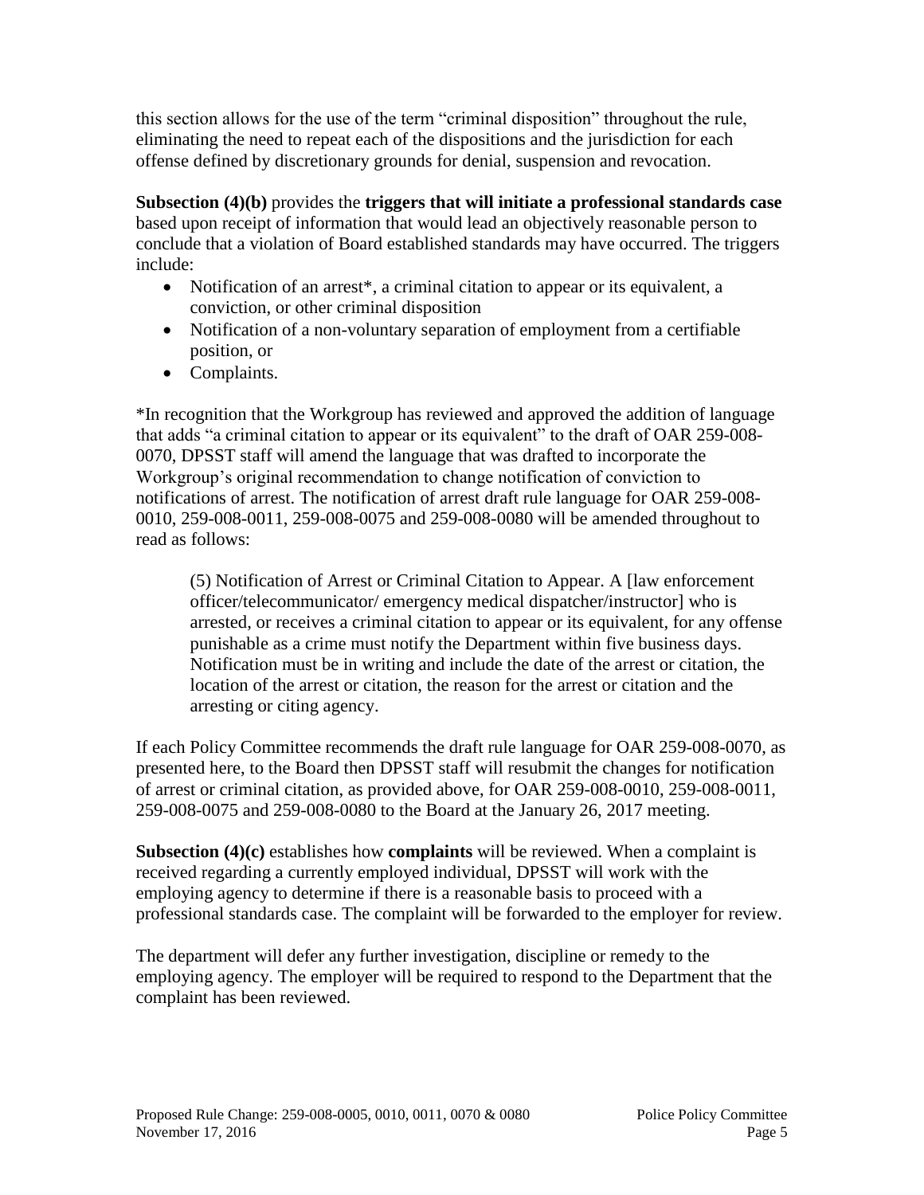this section allows for the use of the term "criminal disposition" throughout the rule, eliminating the need to repeat each of the dispositions and the jurisdiction for each offense defined by discretionary grounds for denial, suspension and revocation.

**Subsection (4)(b)** provides the **triggers that will initiate a professional standards case** based upon receipt of information that would lead an objectively reasonable person to conclude that a violation of Board established standards may have occurred. The triggers include:

- Notification of an arrest*, a criminal citation to appear or its equivalent, a conviction, or other criminal disposition
- Notification of a non-voluntary separation of employment from a certifiable position, or
- Complaints.

*In recognition that the Workgroup has reviewed and approved the addition of language that adds "a criminal citation to appear or its equivalent" to the draft of OAR 259-008-0070, DPSST staff will amend the language that was drafted to incorporate the Workgroup's original recommendation to change notification of conviction to notifications of arrest. The notification of arrest draft rule language for OAR 259-008-0010, 259-008-0011, 259-008-0075 and 259-008-0080 will be amended throughout to read as follows:

> (5) Notification of Arrest or Criminal Citation to Appear. A [law enforcement officer/telecommunicator/ emergency medical dispatcher/instructor] who is arrested, or receives a criminal citation to appear or its equivalent, for any offense punishable as a crime must notify the Department within five business days. Notification must be in writing and include the date of the arrest or citation, the location of the arrest or citation, the reason for the arrest or citation and the arresting or citing agency.

If each Policy Committee recommends the draft rule language for OAR 259-008-0070, as presented here, to the Board then DPSST staff will resubmit the changes for notification of arrest or criminal citation, as provided above, for OAR 259-008-0010, 259-008-0011, 259-008-0075 and 259-008-0080 to the Board at the January 26, 2017 meeting.

**Subsection (4)(c)** establishes how **complaints** will be reviewed. When a complaint is received regarding a currently employed individual, DPSST will work with the employing agency to determine if there is a reasonable basis to proceed with a professional standards case. The complaint will be forwarded to the employer for review.

The department will defer any further investigation, discipline or remedy to the employing agency. The employer will be required to respond to the Department that the complaint has been reviewed.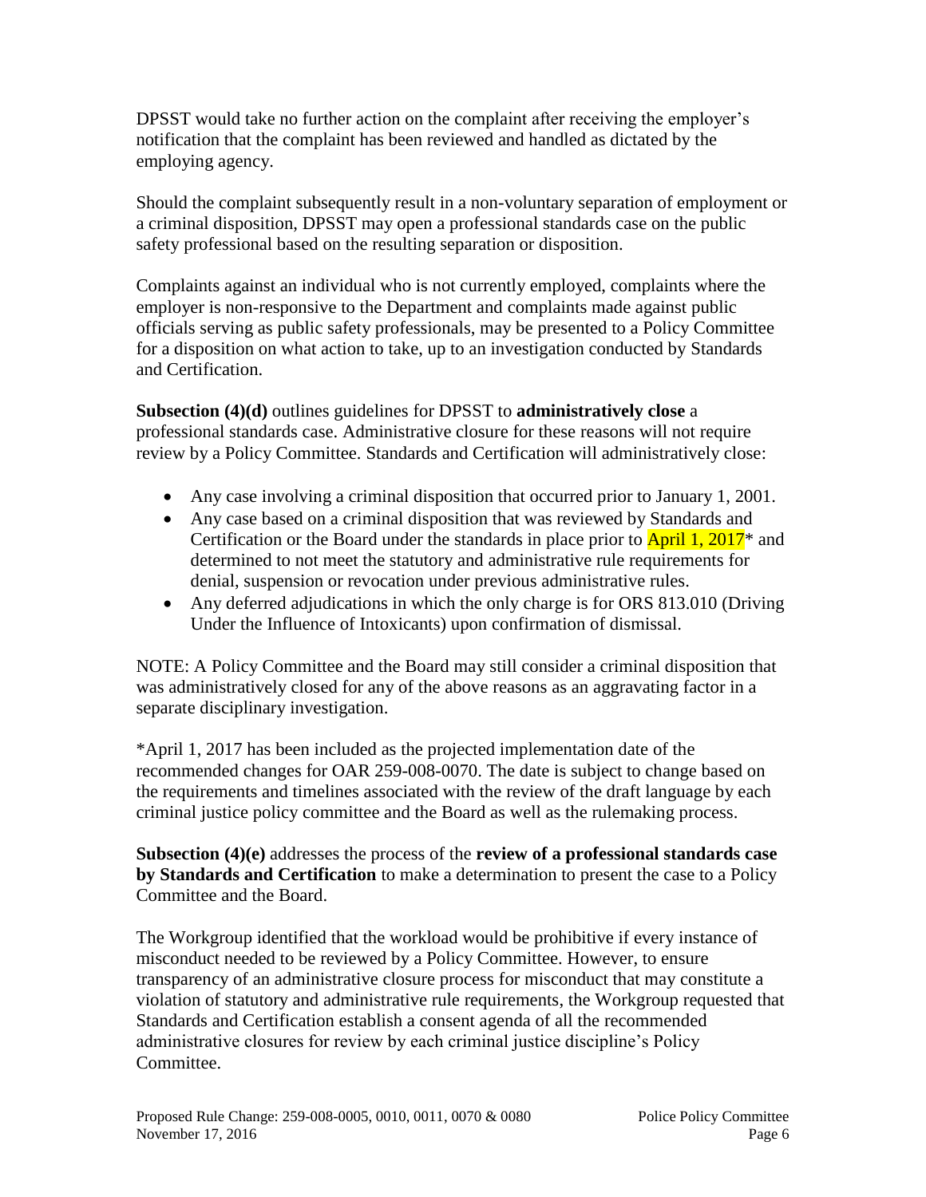DPSST would take no further action on the complaint after receiving the employer's notification that the complaint has been reviewed and handled as dictated by the employing agency.

Should the complaint subsequently result in a non-voluntary separation of employment or a criminal disposition, DPSST may open a professional standards case on the public safety professional based on the resulting separation or disposition.

Complaints against an individual who is not currently employed, complaints where the employer is non-responsive to the Department and complaints made against public officials serving as public safety professionals, may be presented to a Policy Committee for a disposition on what action to take, up to an investigation conducted by Standards and Certification.

**Subsection (4)(d)** outlines guidelines for DPSST to **administratively close** a professional standards case. Administrative closure for these reasons will not require review by a Policy Committee. Standards and Certification will administratively close:

- Any case involving a criminal disposition that occurred prior to January 1, 2001.
- Any case based on a criminal disposition that was reviewed by Standards and Certification or the Board under the standards in place prior to April 1, 2017* and determined to not meet the statutory and administrative rule requirements for denial, suspension or revocation under previous administrative rules.
- Any deferred adjudications in which the only charge is for ORS 813.010 (Driving Under the Influence of Intoxicants) upon confirmation of dismissal.

NOTE: A Policy Committee and the Board may still consider a criminal disposition that was administratively closed for any of the above reasons as an aggravating factor in a separate disciplinary investigation.

*April 1, 2017 has been included as the projected implementation date of the recommended changes for OAR 259-008-0070. The date is subject to change based on the requirements and timelines associated with the review of the draft language by each criminal justice policy committee and the Board as well as the rulemaking process.

**Subsection (4)(e)** addresses the process of the **review of a professional standards case by Standards and Certification** to make a determination to present the case to a Policy Committee and the Board.

The Workgroup identified that the workload would be prohibitive if every instance of misconduct needed to be reviewed by a Policy Committee. However, to ensure transparency of an administrative closure process for misconduct that may constitute a violation of statutory and administrative rule requirements, the Workgroup requested that Standards and Certification establish a consent agenda of all the recommended administrative closures for review by each criminal justice discipline's Policy Committee.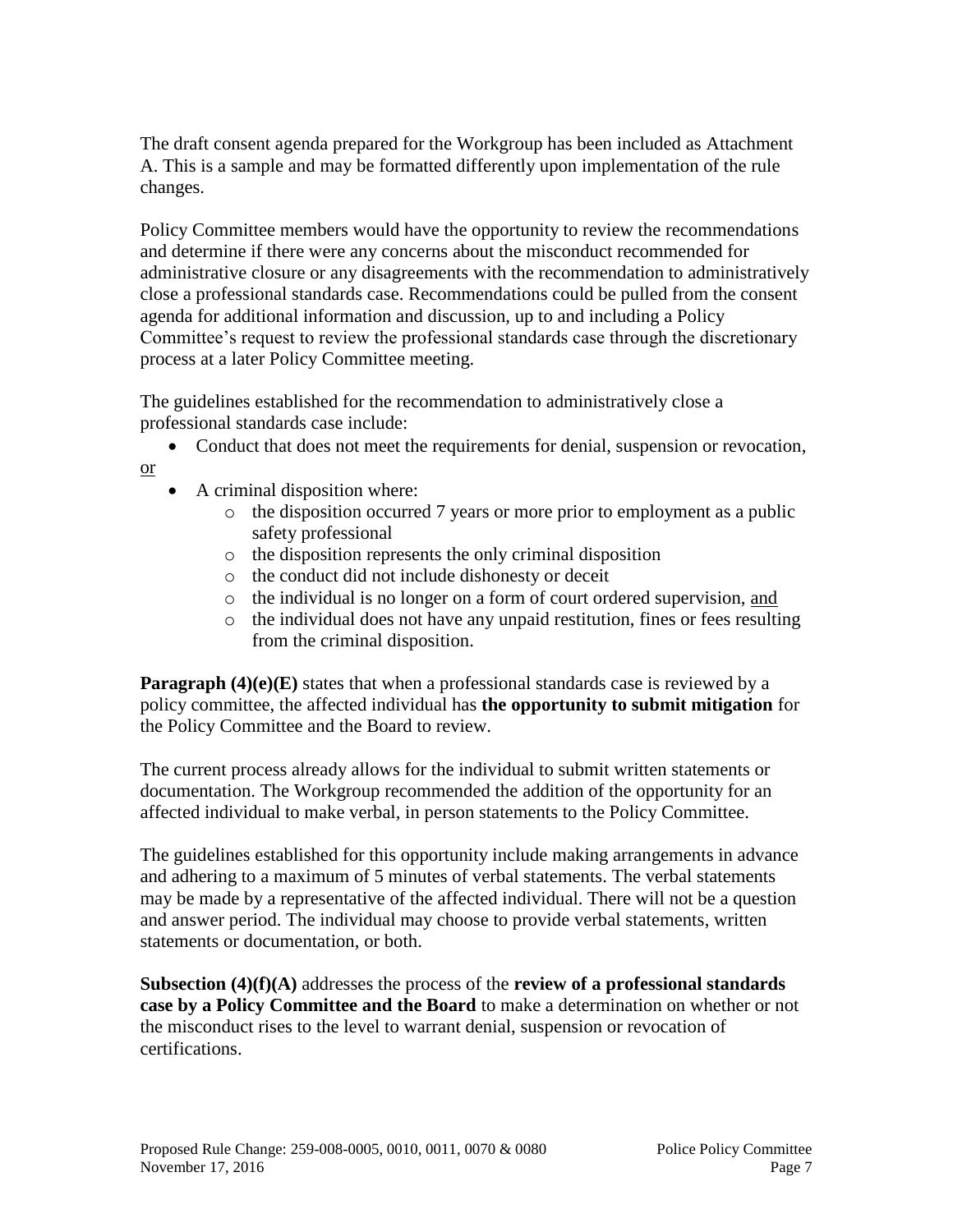The draft consent agenda prepared for the Workgroup has been included as Attachment A. This is a sample and may be formatted differently upon implementation of the rule changes.

Policy Committee members would have the opportunity to review the recommendations and determine if there were any concerns about the misconduct recommended for administrative closure or any disagreements with the recommendation to administratively close a professional standards case. Recommendations could be pulled from the consent agenda for additional information and discussion, up to and including a Policy Committee's request to review the professional standards case through the discretionary process at a later Policy Committee meeting.

The guidelines established for the recommendation to administratively close a professional standards case include:

- Conduct that does not meet the requirements for denial, suspension or revocation,

<u>or</u>

- A criminal disposition where:
  - the disposition occurred 7 years or more prior to employment as a public safety professional
  - the disposition represents the only criminal disposition
  - the conduct did not include dishonesty or deceit
  - the individual is no longer on a form of court ordered supervision, <u>and</u>
  - the individual does not have any unpaid restitution, fines or fees resulting from the criminal disposition.

**Paragraph (4)(e)(E)** states that when a professional standards case is reviewed by a policy committee, the affected individual has **the opportunity to submit mitigation** for the Policy Committee and the Board to review.

The current process already allows for the individual to submit written statements or documentation. The Workgroup recommended the addition of the opportunity for an affected individual to make verbal, in person statements to the Policy Committee.

The guidelines established for this opportunity include making arrangements in advance and adhering to a maximum of 5 minutes of verbal statements. The verbal statements may be made by a representative of the affected individual. There will not be a question and answer period. The individual may choose to provide verbal statements, written statements or documentation, or both.

**Subsection (4)(f)(A)** addresses the process of the **review of a professional standards case by a Policy Committee and the Board** to make a determination on whether or not the misconduct rises to the level to warrant denial, suspension or revocation of certifications.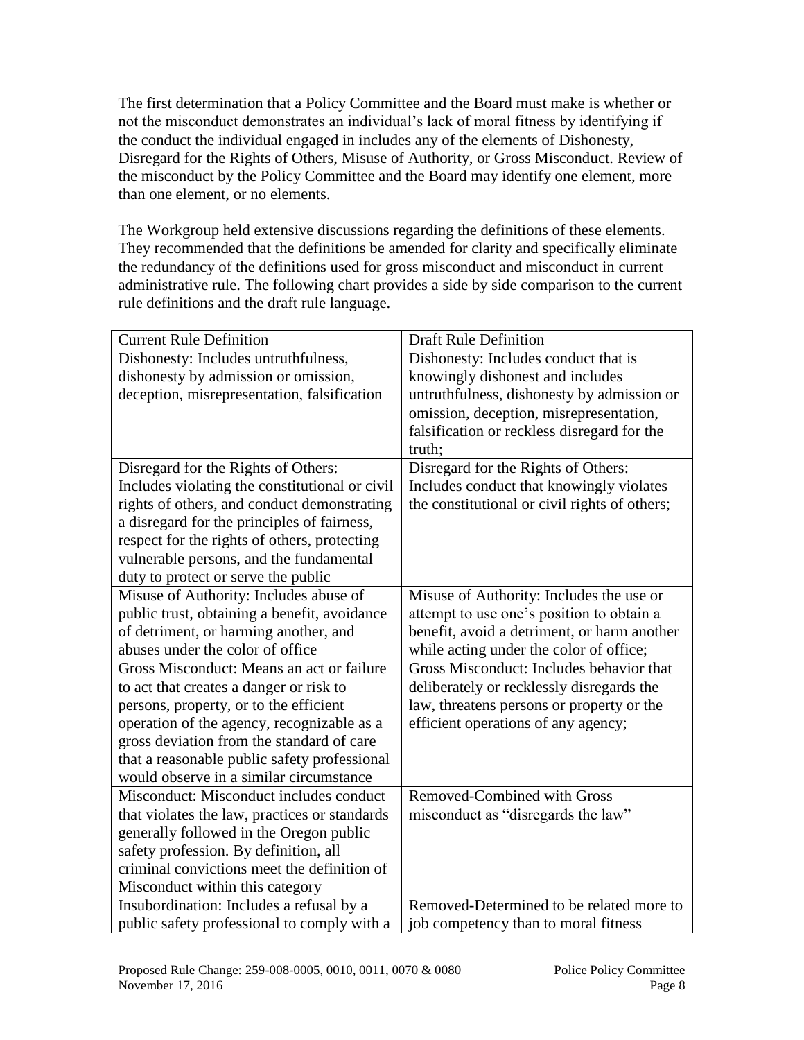The first determination that a Policy Committee and the Board must make is whether or not the misconduct demonstrates an individual's lack of moral fitness by identifying if the conduct the individual engaged in includes any of the elements of Dishonesty, Disregard for the Rights of Others, Misuse of Authority, or Gross Misconduct. Review of the misconduct by the Policy Committee and the Board may identify one element, more than one element, or no elements.

The Workgroup held extensive discussions regarding the definitions of these elements. They recommended that the definitions be amended for clarity and specifically eliminate the redundancy of the definitions used for gross misconduct and misconduct in current administrative rule. The following chart provides a side by side comparison to the current rule definitions and the draft rule language.

| Current Rule Definition | Draft Rule Definition |
|---|---|
| Dishonesty: Includes untruthfulness, dishonesty by admission or omission, deception, misrepresentation, falsification | Dishonesty: Includes conduct that is knowingly dishonest and includes untruthfulness, dishonesty by admission or omission, deception, misrepresentation, falsification or reckless disregard for the truth; |
| Disregard for the Rights of Others: Includes violating the constitutional or civil rights of others, and conduct demonstrating a disregard for the principles of fairness, respect for the rights of others, protecting vulnerable persons, and the fundamental duty to protect or serve the public | Disregard for the Rights of Others: Includes conduct that knowingly violates the constitutional or civil rights of others; |
| Misuse of Authority: Includes abuse of public trust, obtaining a benefit, avoidance of detriment, or harming another, and abuses under the color of office | Misuse of Authority: Includes the use or attempt to use one's position to obtain a benefit, avoid a detriment, or harm another while acting under the color of office; |
| Gross Misconduct: Means an act or failure to act that creates a danger or risk to persons, property, or to the efficient operation of the agency, recognizable as a gross deviation from the standard of care that a reasonable public safety professional would observe in a similar circumstance | Gross Misconduct: Includes behavior that deliberately or recklessly disregards the law, threatens persons or property or the efficient operations of any agency; |
| Misconduct: Misconduct includes conduct that violates the law, practices or standards generally followed in the Oregon public safety profession. By definition, all criminal convictions meet the definition of Misconduct within this category | Removed-Combined with Gross misconduct as "disregards the law" |
| Insubordination: Includes a refusal by a public safety professional to comply with a | Removed-Determined to be related more to job competency than to moral fitness |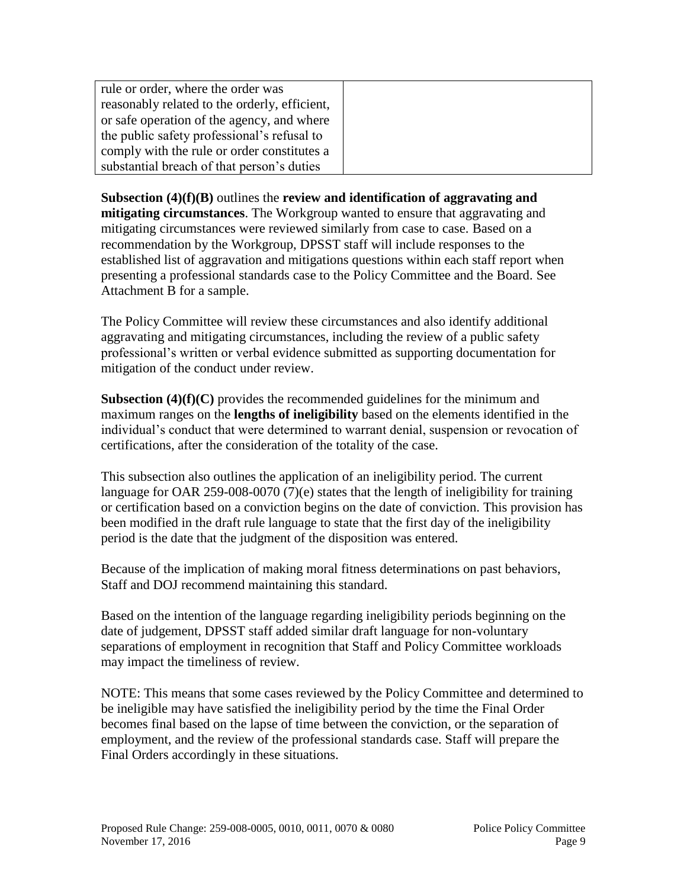| rule or order, where the order was reasonably related to the orderly, efficient, or safe operation of the agency, and where the public safety professional's refusal to comply with the rule or order constitutes a substantial breach of that person's duties | |
|---|---|

**Subsection (4)(f)(B)** outlines the **review and identification of aggravating and mitigating circumstances**. The Workgroup wanted to ensure that aggravating and mitigating circumstances were reviewed similarly from case to case. Based on a recommendation by the Workgroup, DPSST staff will include responses to the established list of aggravation and mitigations questions within each staff report when presenting a professional standards case to the Policy Committee and the Board. See Attachment B for a sample.

The Policy Committee will review these circumstances and also identify additional aggravating and mitigating circumstances, including the review of a public safety professional's written or verbal evidence submitted as supporting documentation for mitigation of the conduct under review.

**Subsection (4)(f)(C)** provides the recommended guidelines for the minimum and maximum ranges on the **lengths of ineligibility** based on the elements identified in the individual's conduct that were determined to warrant denial, suspension or revocation of certifications, after the consideration of the totality of the case.

This subsection also outlines the application of an ineligibility period. The current language for OAR 259-008-0070 (7)(e) states that the length of ineligibility for training or certification based on a conviction begins on the date of conviction. This provision has been modified in the draft rule language to state that the first day of the ineligibility period is the date that the judgment of the disposition was entered.

Because of the implication of making moral fitness determinations on past behaviors, Staff and DOJ recommend maintaining this standard.

Based on the intention of the language regarding ineligibility periods beginning on the date of judgement, DPSST staff added similar draft language for non-voluntary separations of employment in recognition that Staff and Policy Committee workloads may impact the timeliness of review.

NOTE: This means that some cases reviewed by the Policy Committee and determined to be ineligible may have satisfied the ineligibility period by the time the Final Order becomes final based on the lapse of time between the conviction, or the separation of employment, and the review of the professional standards case. Staff will prepare the Final Orders accordingly in these situations.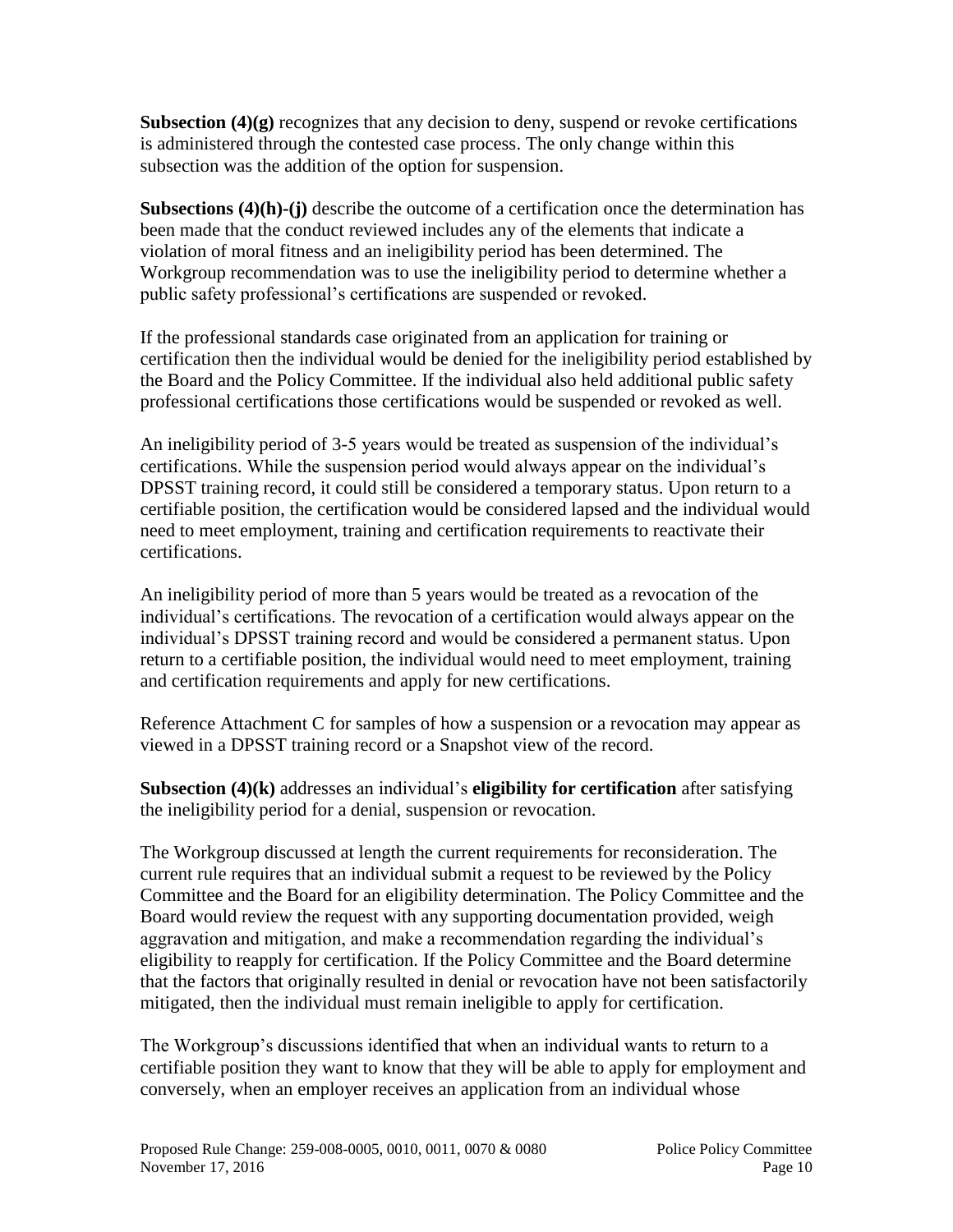**Subsection (4)(g)** recognizes that any decision to deny, suspend or revoke certifications is administered through the contested case process. The only change within this subsection was the addition of the option for suspension.

**Subsections (4)(h)-(j)** describe the outcome of a certification once the determination has been made that the conduct reviewed includes any of the elements that indicate a violation of moral fitness and an ineligibility period has been determined. The Workgroup recommendation was to use the ineligibility period to determine whether a public safety professional's certifications are suspended or revoked.

If the professional standards case originated from an application for training or certification then the individual would be denied for the ineligibility period established by the Board and the Policy Committee. If the individual also held additional public safety professional certifications those certifications would be suspended or revoked as well.

An ineligibility period of 3-5 years would be treated as suspension of the individual's certifications. While the suspension period would always appear on the individual's DPSST training record, it could still be considered a temporary status. Upon return to a certifiable position, the certification would be considered lapsed and the individual would need to meet employment, training and certification requirements to reactivate their certifications.

An ineligibility period of more than 5 years would be treated as a revocation of the individual's certifications. The revocation of a certification would always appear on the individual's DPSST training record and would be considered a permanent status. Upon return to a certifiable position, the individual would need to meet employment, training and certification requirements and apply for new certifications.

Reference Attachment C for samples of how a suspension or a revocation may appear as viewed in a DPSST training record or a Snapshot view of the record.

**Subsection (4)(k)** addresses an individual's **eligibility for certification** after satisfying the ineligibility period for a denial, suspension or revocation.

The Workgroup discussed at length the current requirements for reconsideration. The current rule requires that an individual submit a request to be reviewed by the Policy Committee and the Board for an eligibility determination. The Policy Committee and the Board would review the request with any supporting documentation provided, weigh aggravation and mitigation, and make a recommendation regarding the individual's eligibility to reapply for certification. If the Policy Committee and the Board determine that the factors that originally resulted in denial or revocation have not been satisfactorily mitigated, then the individual must remain ineligible to apply for certification.

The Workgroup's discussions identified that when an individual wants to return to a certifiable position they want to know that they will be able to apply for employment and conversely, when an employer receives an application from an individual whose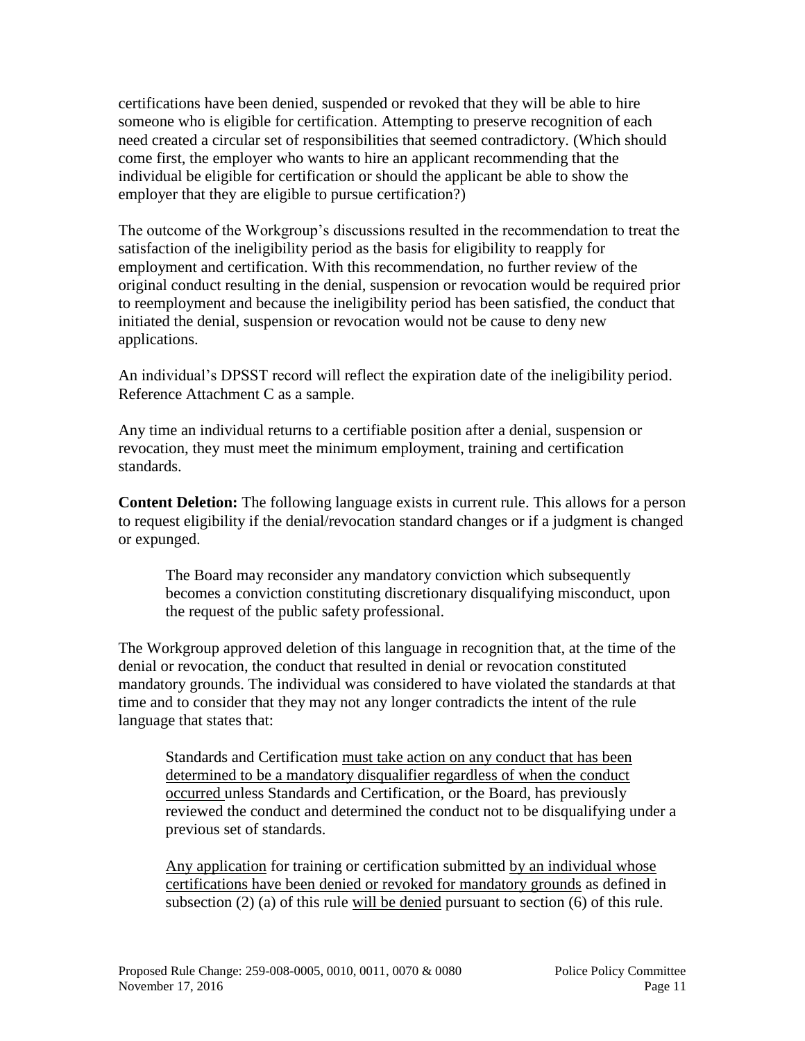certifications have been denied, suspended or revoked that they will be able to hire someone who is eligible for certification. Attempting to preserve recognition of each need created a circular set of responsibilities that seemed contradictory. (Which should come first, the employer who wants to hire an applicant recommending that the individual be eligible for certification or should the applicant be able to show the employer that they are eligible to pursue certification?)

The outcome of the Workgroup's discussions resulted in the recommendation to treat the satisfaction of the ineligibility period as the basis for eligibility to reapply for employment and certification. With this recommendation, no further review of the original conduct resulting in the denial, suspension or revocation would be required prior to reemployment and because the ineligibility period has been satisfied, the conduct that initiated the denial, suspension or revocation would not be cause to deny new applications.

An individual's DPSST record will reflect the expiration date of the ineligibility period. Reference Attachment C as a sample.

Any time an individual returns to a certifiable position after a denial, suspension or revocation, they must meet the minimum employment, training and certification standards.

**Content Deletion:** The following language exists in current rule. This allows for a person to request eligibility if the denial/revocation standard changes or if a judgment is changed or expunged.

> The Board may reconsider any mandatory conviction which subsequently becomes a conviction constituting discretionary disqualifying misconduct, upon the request of the public safety professional.

The Workgroup approved deletion of this language in recognition that, at the time of the denial or revocation, the conduct that resulted in denial or revocation constituted mandatory grounds. The individual was considered to have violated the standards at that time and to consider that they may not any longer contradicts the intent of the rule language that states that:

> Standards and Certification <u>must take action on any conduct that has been determined to be a mandatory disqualifier regardless of when the conduct occurred</u> unless Standards and Certification, or the Board, has previously reviewed the conduct and determined the conduct not to be disqualifying under a previous set of standards.
>
> <u>Any application</u> for training or certification submitted <u>by an individual whose certifications have been denied or revoked for mandatory grounds</u> as defined in subsection (2) (a) of this rule <u>will be denied</u> pursuant to section (6) of this rule.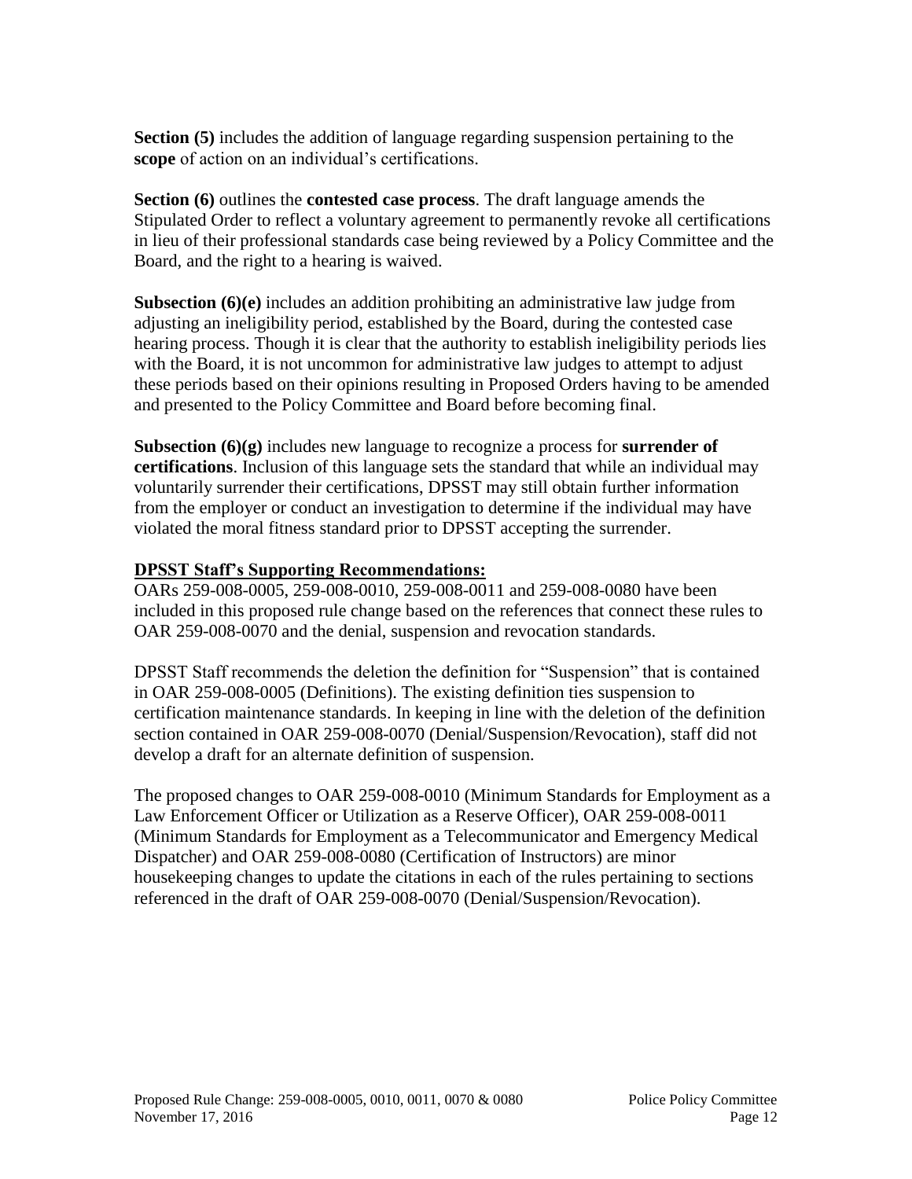**Section (5)** includes the addition of language regarding suspension pertaining to the **scope** of action on an individual's certifications.

**Section (6)** outlines the **contested case process**. The draft language amends the Stipulated Order to reflect a voluntary agreement to permanently revoke all certifications in lieu of their professional standards case being reviewed by a Policy Committee and the Board, and the right to a hearing is waived.

**Subsection (6)(e)** includes an addition prohibiting an administrative law judge from adjusting an ineligibility period, established by the Board, during the contested case hearing process. Though it is clear that the authority to establish ineligibility periods lies with the Board, it is not uncommon for administrative law judges to attempt to adjust these periods based on their opinions resulting in Proposed Orders having to be amended and presented to the Policy Committee and Board before becoming final.

**Subsection (6)(g)** includes new language to recognize a process for **surrender of certifications**. Inclusion of this language sets the standard that while an individual may voluntarily surrender their certifications, DPSST may still obtain further information from the employer or conduct an investigation to determine if the individual may have violated the moral fitness standard prior to DPSST accepting the surrender.

**DPSST Staff's Supporting Recommendations:**

OARs 259-008-0005, 259-008-0010, 259-008-0011 and 259-008-0080 have been included in this proposed rule change based on the references that connect these rules to OAR 259-008-0070 and the denial, suspension and revocation standards.

DPSST Staff recommends the deletion the definition for "Suspension" that is contained in OAR 259-008-0005 (Definitions). The existing definition ties suspension to certification maintenance standards. In keeping in line with the deletion of the definition section contained in OAR 259-008-0070 (Denial/Suspension/Revocation), staff did not develop a draft for an alternate definition of suspension.

The proposed changes to OAR 259-008-0010 (Minimum Standards for Employment as a Law Enforcement Officer or Utilization as a Reserve Officer), OAR 259-008-0011 (Minimum Standards for Employment as a Telecommunicator and Emergency Medical Dispatcher) and OAR 259-008-0080 (Certification of Instructors) are minor housekeeping changes to update the citations in each of the rules pertaining to sections referenced in the draft of OAR 259-008-0070 (Denial/Suspension/Revocation).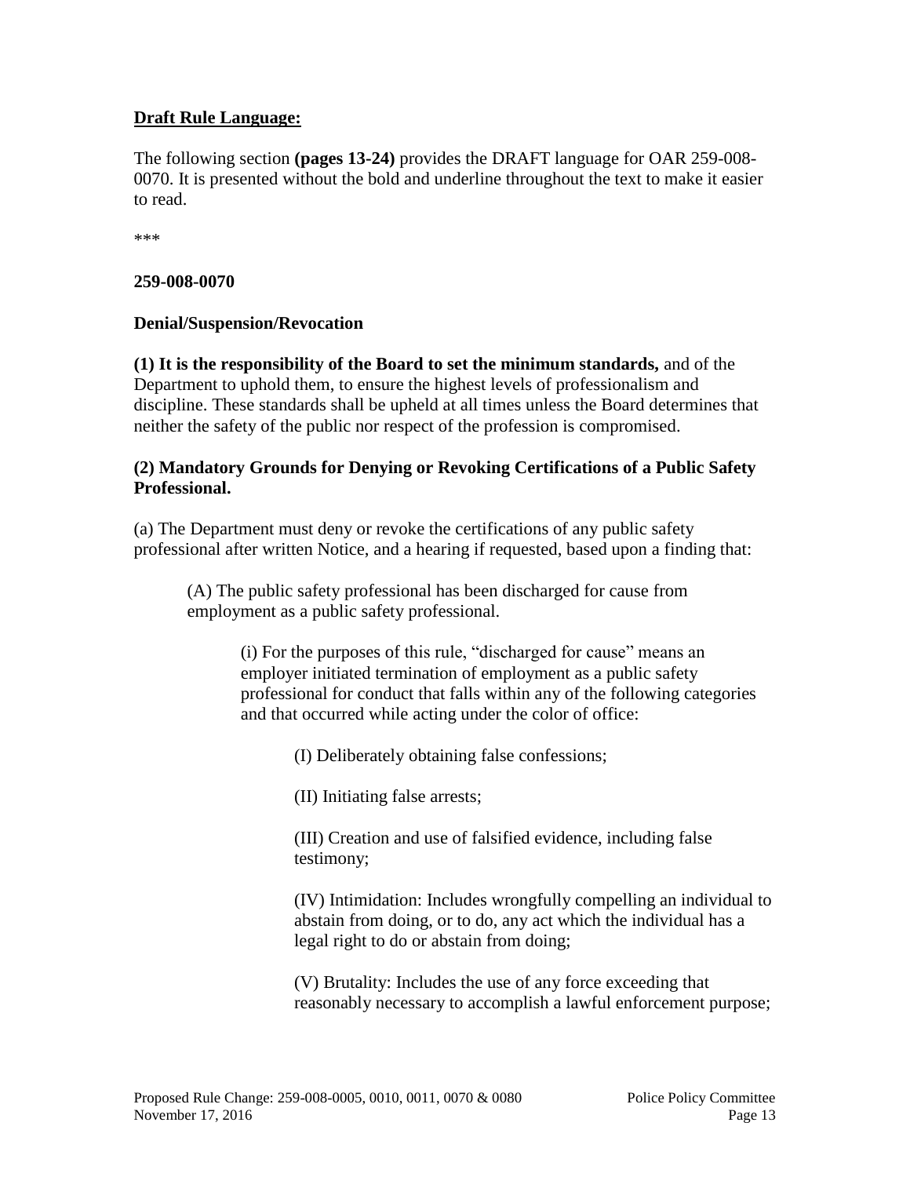**Draft Rule Language:**

The following section **(pages 13-24)** provides the DRAFT language for OAR 259-008-0070. It is presented without the bold and underline throughout the text to make it easier to read.

***

**259-008-0070**

**Denial/Suspension/Revocation**

**(1) It is the responsibility of the Board to set the minimum standards,** and of the Department to uphold them, to ensure the highest levels of professionalism and discipline. These standards shall be upheld at all times unless the Board determines that neither the safety of the public nor respect of the profession is compromised.

**(2) Mandatory Grounds for Denying or Revoking Certifications of a Public Safety Professional.**

(a) The Department must deny or revoke the certifications of any public safety professional after written Notice, and a hearing if requested, based upon a finding that:

> (A) The public safety professional has been discharged for cause from employment as a public safety professional.
>
> > (i) For the purposes of this rule, "discharged for cause" means an employer initiated termination of employment as a public safety professional for conduct that falls within any of the following categories and that occurred while acting under the color of office:
> >
> > > (I) Deliberately obtaining false confessions;
> > >
> > > (II) Initiating false arrests;
> > >
> > > (III) Creation and use of falsified evidence, including false testimony;
> > >
> > > (IV) Intimidation: Includes wrongfully compelling an individual to abstain from doing, or to do, any act which the individual has a legal right to do or abstain from doing;
> > >
> > > (V) Brutality: Includes the use of any force exceeding that reasonably necessary to accomplish a lawful enforcement purpose;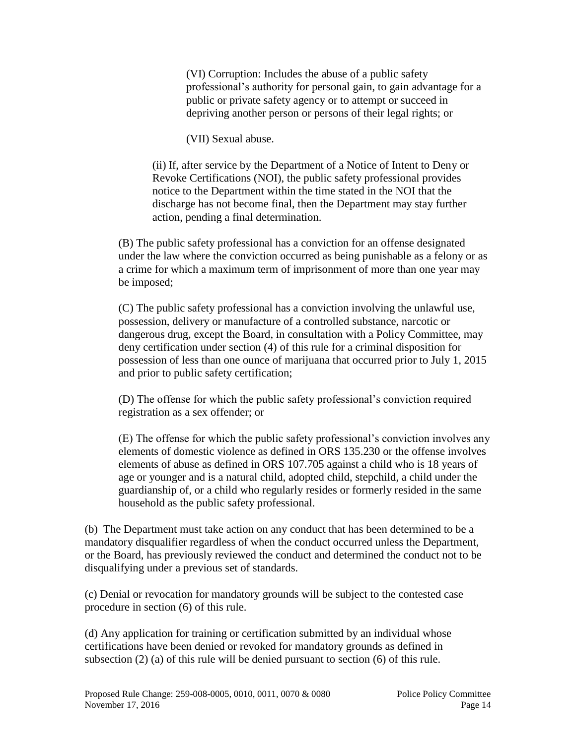(VI) Corruption: Includes the abuse of a public safety professional's authority for personal gain, to gain advantage for a public or private safety agency or to attempt or succeed in depriving another person or persons of their legal rights; or

(VII) Sexual abuse.

(ii) If, after service by the Department of a Notice of Intent to Deny or Revoke Certifications (NOI), the public safety professional provides notice to the Department within the time stated in the NOI that the discharge has not become final, then the Department may stay further action, pending a final determination.

(B) The public safety professional has a conviction for an offense designated under the law where the conviction occurred as being punishable as a felony or as a crime for which a maximum term of imprisonment of more than one year may be imposed;

(C) The public safety professional has a conviction involving the unlawful use, possession, delivery or manufacture of a controlled substance, narcotic or dangerous drug, except the Board, in consultation with a Policy Committee, may deny certification under section (4) of this rule for a criminal disposition for possession of less than one ounce of marijuana that occurred prior to July 1, 2015 and prior to public safety certification;

(D) The offense for which the public safety professional's conviction required registration as a sex offender; or

(E) The offense for which the public safety professional's conviction involves any elements of domestic violence as defined in ORS 135.230 or the offense involves elements of abuse as defined in ORS 107.705 against a child who is 18 years of age or younger and is a natural child, adopted child, stepchild, a child under the guardianship of, or a child who regularly resides or formerly resided in the same household as the public safety professional.

(b) The Department must take action on any conduct that has been determined to be a mandatory disqualifier regardless of when the conduct occurred unless the Department, or the Board, has previously reviewed the conduct and determined the conduct not to be disqualifying under a previous set of standards.

(c) Denial or revocation for mandatory grounds will be subject to the contested case procedure in section (6) of this rule.

(d) Any application for training or certification submitted by an individual whose certifications have been denied or revoked for mandatory grounds as defined in subsection (2) (a) of this rule will be denied pursuant to section (6) of this rule.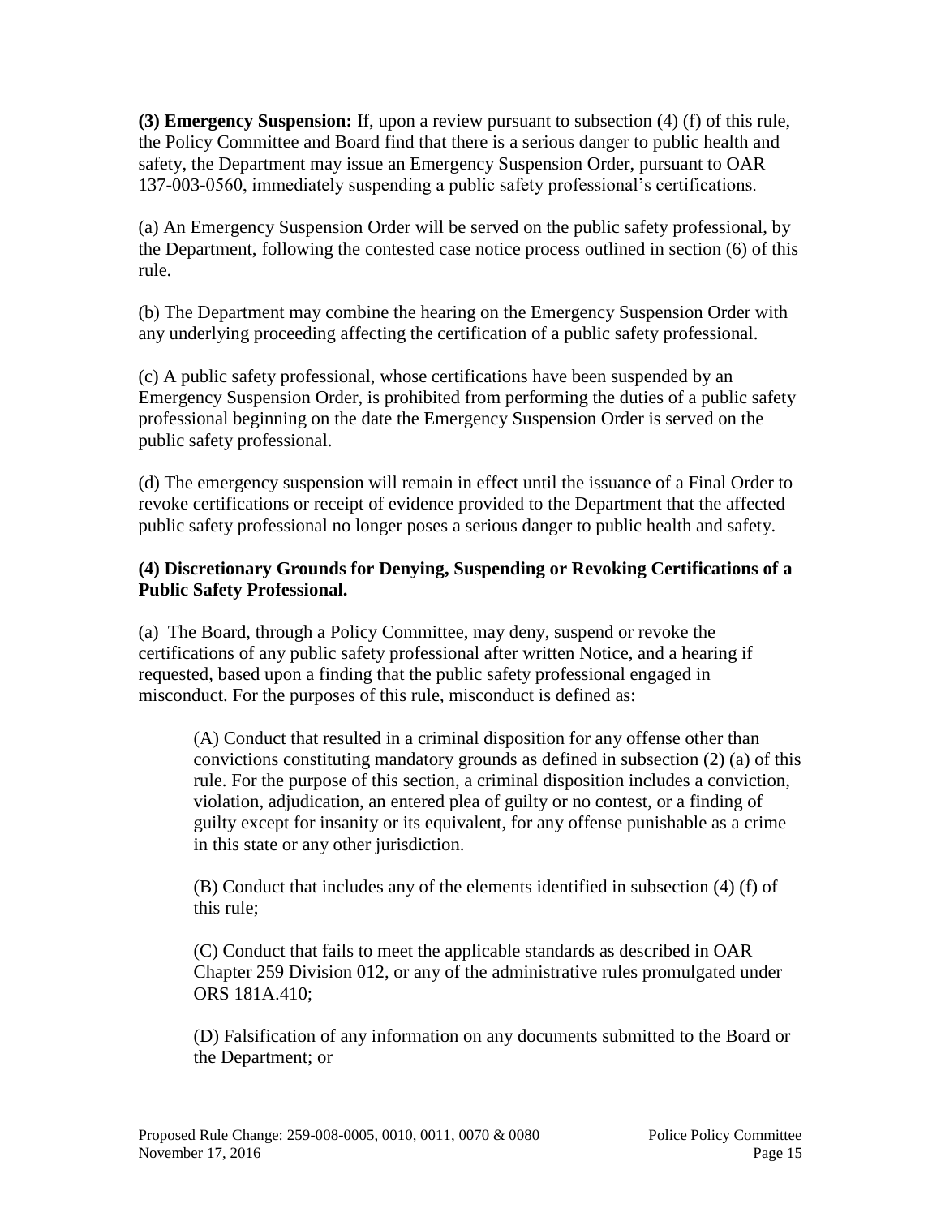**(3) Emergency Suspension:** If, upon a review pursuant to subsection (4) (f) of this rule, the Policy Committee and Board find that there is a serious danger to public health and safety, the Department may issue an Emergency Suspension Order, pursuant to OAR 137-003-0560, immediately suspending a public safety professional's certifications.

(a) An Emergency Suspension Order will be served on the public safety professional, by the Department, following the contested case notice process outlined in section (6) of this rule.

(b) The Department may combine the hearing on the Emergency Suspension Order with any underlying proceeding affecting the certification of a public safety professional.

(c) A public safety professional, whose certifications have been suspended by an Emergency Suspension Order, is prohibited from performing the duties of a public safety professional beginning on the date the Emergency Suspension Order is served on the public safety professional.

(d) The emergency suspension will remain in effect until the issuance of a Final Order to revoke certifications or receipt of evidence provided to the Department that the affected public safety professional no longer poses a serious danger to public health and safety.

**(4) Discretionary Grounds for Denying, Suspending or Revoking Certifications of a Public Safety Professional.**

(a) The Board, through a Policy Committee, may deny, suspend or revoke the certifications of any public safety professional after written Notice, and a hearing if requested, based upon a finding that the public safety professional engaged in misconduct. For the purposes of this rule, misconduct is defined as:

> (A) Conduct that resulted in a criminal disposition for any offense other than convictions constituting mandatory grounds as defined in subsection (2) (a) of this rule. For the purpose of this section, a criminal disposition includes a conviction, violation, adjudication, an entered plea of guilty or no contest, or a finding of guilty except for insanity or its equivalent, for any offense punishable as a crime in this state or any other jurisdiction.
>
> (B) Conduct that includes any of the elements identified in subsection (4) (f) of this rule;
>
> (C) Conduct that fails to meet the applicable standards as described in OAR Chapter 259 Division 012, or any of the administrative rules promulgated under ORS 181A.410;
>
> (D) Falsification of any information on any documents submitted to the Board or the Department; or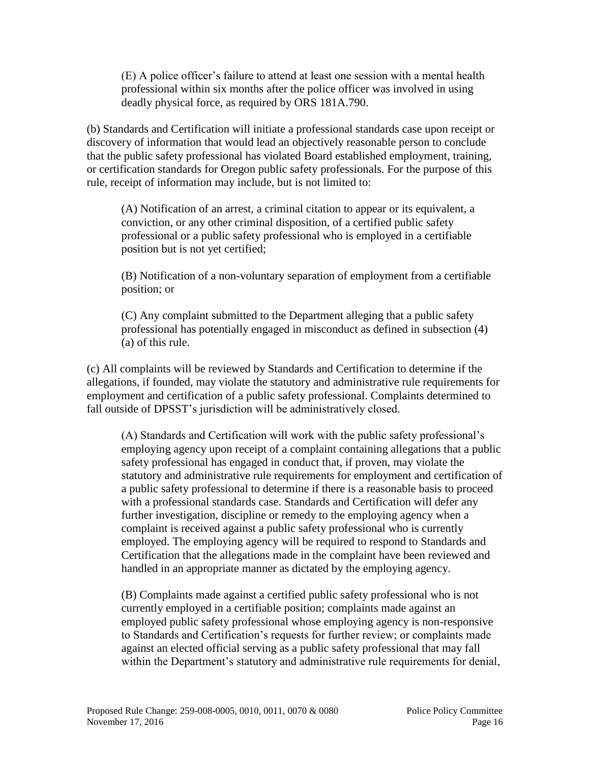(E) A police officer's failure to attend at least one session with a mental health professional within six months after the police officer was involved in using deadly physical force, as required by ORS 181A.790.

(b) Standards and Certification will initiate a professional standards case upon receipt or discovery of information that would lead an objectively reasonable person to conclude that the public safety professional has violated Board established employment, training, or certification standards for Oregon public safety professionals. For the purpose of this rule, receipt of information may include, but is not limited to:

(A) Notification of an arrest, a criminal citation to appear or its equivalent, a conviction, or any other criminal disposition, of a certified public safety professional or a public safety professional who is employed in a certifiable position but is not yet certified;

(B) Notification of a non-voluntary separation of employment from a certifiable position; or

(C) Any complaint submitted to the Department alleging that a public safety professional has potentially engaged in misconduct as defined in subsection (4)(a) of this rule.

(c) All complaints will be reviewed by Standards and Certification to determine if the allegations, if founded, may violate the statutory and administrative rule requirements for employment and certification of a public safety professional. Complaints determined to fall outside of DPSST's jurisdiction will be administratively closed.

(A) Standards and Certification will work with the public safety professional's employing agency upon receipt of a complaint containing allegations that a public safety professional has engaged in conduct that, if proven, may violate the statutory and administrative rule requirements for employment and certification of a public safety professional to determine if there is a reasonable basis to proceed with a professional standards case. Standards and Certification will defer any further investigation, discipline or remedy to the employing agency when a complaint is received against a public safety professional who is currently employed. The employing agency will be required to respond to Standards and Certification that the allegations made in the complaint have been reviewed and handled in an appropriate manner as dictated by the employing agency.

(B) Complaints made against a certified public safety professional who is not currently employed in a certifiable position; complaints made against an employed public safety professional whose employing agency is non-responsive to Standards and Certification's requests for further review; or complaints made against an elected official serving as a public safety professional that may fall within the Department's statutory and administrative rule requirements for denial,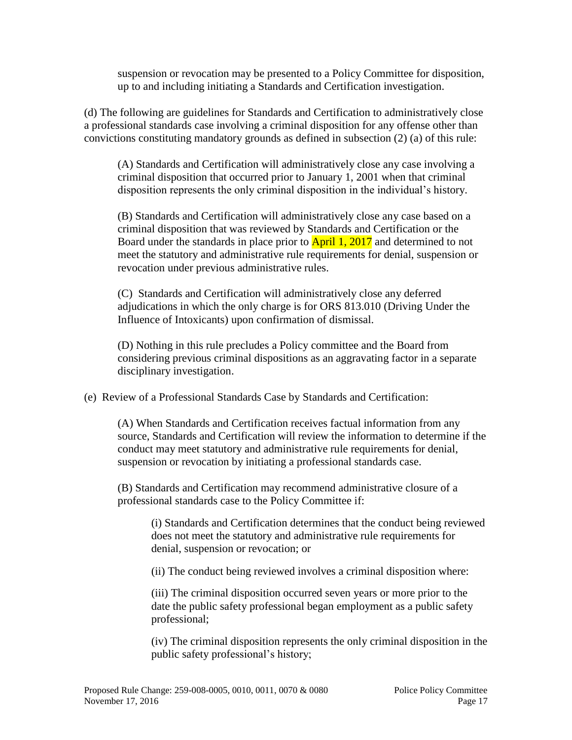suspension or revocation may be presented to a Policy Committee for disposition, up to and including initiating a Standards and Certification investigation.

(d) The following are guidelines for Standards and Certification to administratively close a professional standards case involving a criminal disposition for any offense other than convictions constituting mandatory grounds as defined in subsection (2) (a) of this rule:

> (A) Standards and Certification will administratively close any case involving a criminal disposition that occurred prior to January 1, 2001 when that criminal disposition represents the only criminal disposition in the individual's history.
>
> (B) Standards and Certification will administratively close any case based on a criminal disposition that was reviewed by Standards and Certification or the Board under the standards in place prior to April 1, 2017 and determined to not meet the statutory and administrative rule requirements for denial, suspension or revocation under previous administrative rules.
>
> (C) Standards and Certification will administratively close any deferred adjudications in which the only charge is for ORS 813.010 (Driving Under the Influence of Intoxicants) upon confirmation of dismissal.
>
> (D) Nothing in this rule precludes a Policy committee and the Board from considering previous criminal dispositions as an aggravating factor in a separate disciplinary investigation.

(e) Review of a Professional Standards Case by Standards and Certification:

> (A) When Standards and Certification receives factual information from any source, Standards and Certification will review the information to determine if the conduct may meet statutory and administrative rule requirements for denial, suspension or revocation by initiating a professional standards case.
>
> (B) Standards and Certification may recommend administrative closure of a professional standards case to the Policy Committee if:
>
> > (i) Standards and Certification determines that the conduct being reviewed does not meet the statutory and administrative rule requirements for denial, suspension or revocation; or
> >
> > (ii) The conduct being reviewed involves a criminal disposition where:
> >
> > (iii) The criminal disposition occurred seven years or more prior to the date the public safety professional began employment as a public safety professional;
> >
> > (iv) The criminal disposition represents the only criminal disposition in the public safety professional's history;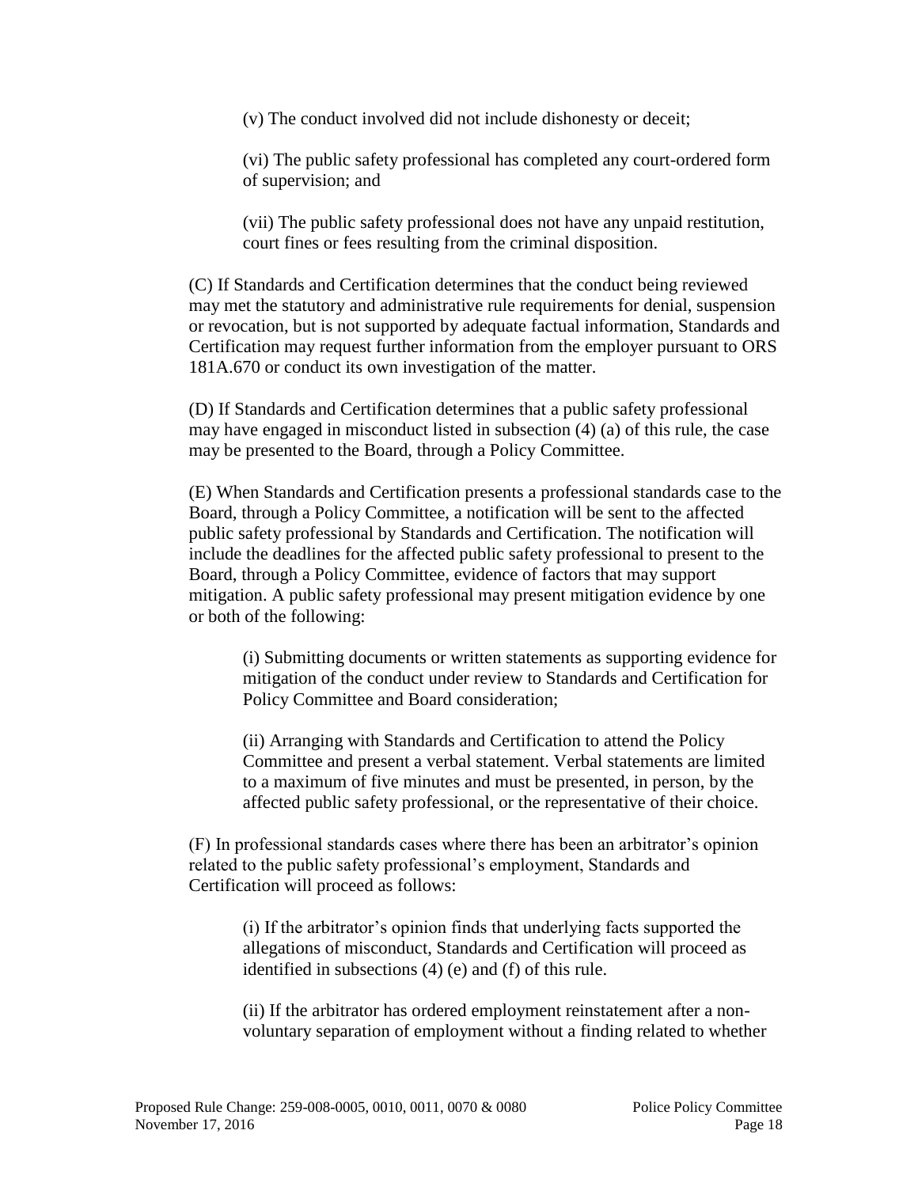(v) The conduct involved did not include dishonesty or deceit;

(vi) The public safety professional has completed any court-ordered form of supervision; and

(vii) The public safety professional does not have any unpaid restitution, court fines or fees resulting from the criminal disposition.

(C) If Standards and Certification determines that the conduct being reviewed may met the statutory and administrative rule requirements for denial, suspension or revocation, but is not supported by adequate factual information, Standards and Certification may request further information from the employer pursuant to ORS 181A.670 or conduct its own investigation of the matter.

(D) If Standards and Certification determines that a public safety professional may have engaged in misconduct listed in subsection (4) (a) of this rule, the case may be presented to the Board, through a Policy Committee.

(E) When Standards and Certification presents a professional standards case to the Board, through a Policy Committee, a notification will be sent to the affected public safety professional by Standards and Certification. The notification will include the deadlines for the affected public safety professional to present to the Board, through a Policy Committee, evidence of factors that may support mitigation. A public safety professional may present mitigation evidence by one or both of the following:

(i) Submitting documents or written statements as supporting evidence for mitigation of the conduct under review to Standards and Certification for Policy Committee and Board consideration;

(ii) Arranging with Standards and Certification to attend the Policy Committee and present a verbal statement. Verbal statements are limited to a maximum of five minutes and must be presented, in person, by the affected public safety professional, or the representative of their choice.

(F) In professional standards cases where there has been an arbitrator's opinion related to the public safety professional's employment, Standards and Certification will proceed as follows:

(i) If the arbitrator's opinion finds that underlying facts supported the allegations of misconduct, Standards and Certification will proceed as identified in subsections (4) (e) and (f) of this rule.

(ii) If the arbitrator has ordered employment reinstatement after a non-voluntary separation of employment without a finding related to whether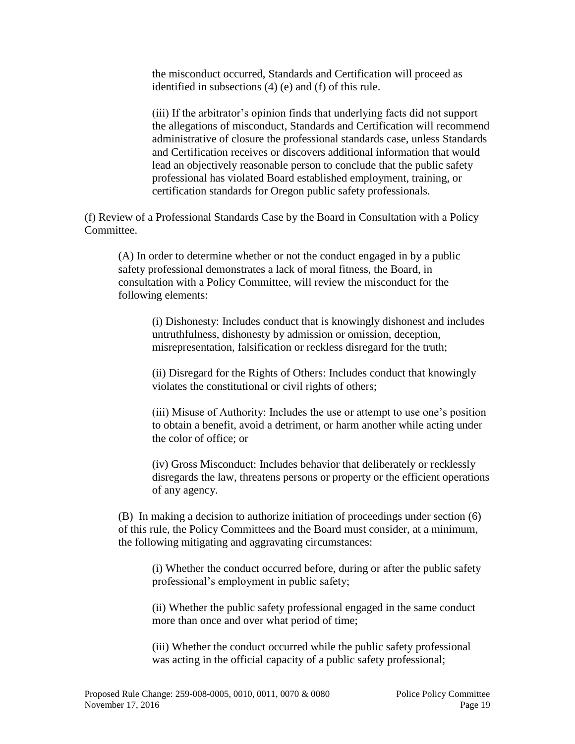the misconduct occurred, Standards and Certification will proceed as identified in subsections (4) (e) and (f) of this rule.

(iii) If the arbitrator's opinion finds that underlying facts did not support the allegations of misconduct, Standards and Certification will recommend administrative of closure the professional standards case, unless Standards and Certification receives or discovers additional information that would lead an objectively reasonable person to conclude that the public safety professional has violated Board established employment, training, or certification standards for Oregon public safety professionals.

(f) Review of a Professional Standards Case by the Board in Consultation with a Policy Committee.

(A) In order to determine whether or not the conduct engaged in by a public safety professional demonstrates a lack of moral fitness, the Board, in consultation with a Policy Committee, will review the misconduct for the following elements:

(i) Dishonesty: Includes conduct that is knowingly dishonest and includes untruthfulness, dishonesty by admission or omission, deception, misrepresentation, falsification or reckless disregard for the truth;

(ii) Disregard for the Rights of Others: Includes conduct that knowingly violates the constitutional or civil rights of others;

(iii) Misuse of Authority: Includes the use or attempt to use one's position to obtain a benefit, avoid a detriment, or harm another while acting under the color of office; or

(iv) Gross Misconduct: Includes behavior that deliberately or recklessly disregards the law, threatens persons or property or the efficient operations of any agency.

(B) In making a decision to authorize initiation of proceedings under section (6) of this rule, the Policy Committees and the Board must consider, at a minimum, the following mitigating and aggravating circumstances:

(i) Whether the conduct occurred before, during or after the public safety professional's employment in public safety;

(ii) Whether the public safety professional engaged in the same conduct more than once and over what period of time;

(iii) Whether the conduct occurred while the public safety professional was acting in the official capacity of a public safety professional;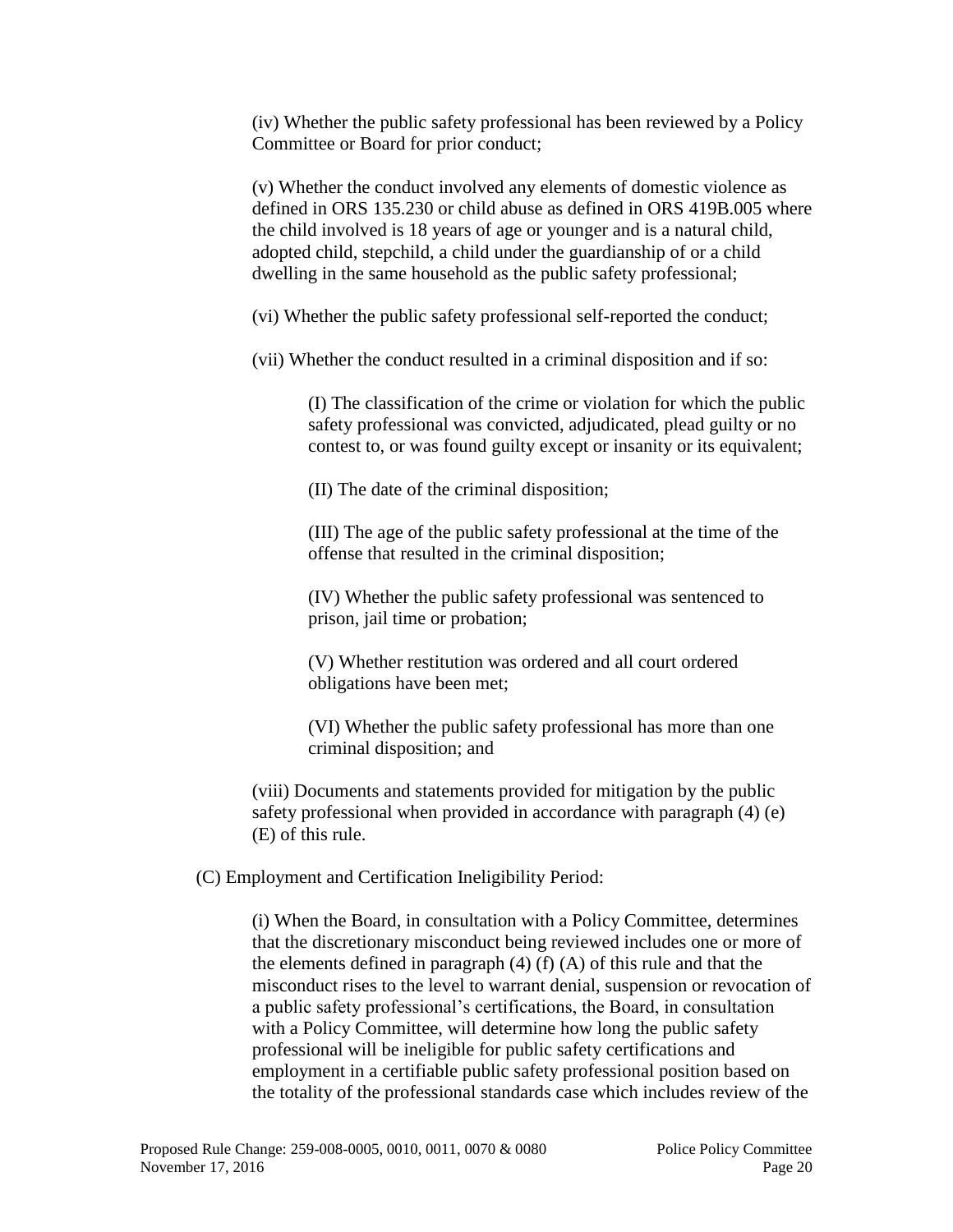(iv) Whether the public safety professional has been reviewed by a Policy Committee or Board for prior conduct;

(v) Whether the conduct involved any elements of domestic violence as defined in ORS 135.230 or child abuse as defined in ORS 419B.005 where the child involved is 18 years of age or younger and is a natural child, adopted child, stepchild, a child under the guardianship of or a child dwelling in the same household as the public safety professional;

(vi) Whether the public safety professional self-reported the conduct;

(vii) Whether the conduct resulted in a criminal disposition and if so:

> (I) The classification of the crime or violation for which the public safety professional was convicted, adjudicated, plead guilty or no contest to, or was found guilty except or insanity or its equivalent;
>
> (II) The date of the criminal disposition;
>
> (III) The age of the public safety professional at the time of the offense that resulted in the criminal disposition;
>
> (IV) Whether the public safety professional was sentenced to prison, jail time or probation;
>
> (V) Whether restitution was ordered and all court ordered obligations have been met;
>
> (VI) Whether the public safety professional has more than one criminal disposition; and

(viii) Documents and statements provided for mitigation by the public safety professional when provided in accordance with paragraph (4) (e) (E) of this rule.

(C) Employment and Certification Ineligibility Period:

(i) When the Board, in consultation with a Policy Committee, determines that the discretionary misconduct being reviewed includes one or more of the elements defined in paragraph (4) (f) (A) of this rule and that the misconduct rises to the level to warrant denial, suspension or revocation of a public safety professional's certifications, the Board, in consultation with a Policy Committee, will determine how long the public safety professional will be ineligible for public safety certifications and employment in a certifiable public safety professional position based on the totality of the professional standards case which includes review of the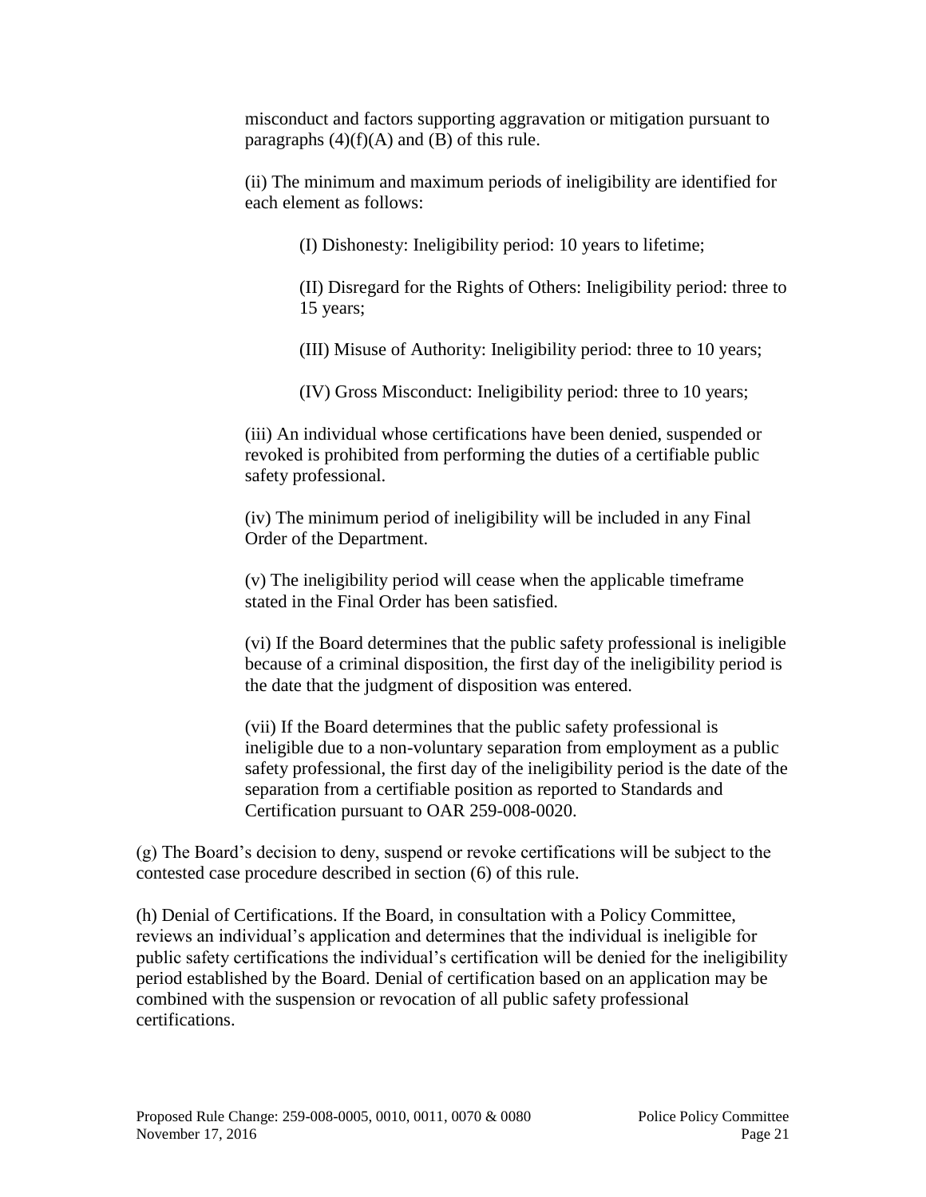misconduct and factors supporting aggravation or mitigation pursuant to paragraphs (4)(f)(A) and (B) of this rule.

(ii) The minimum and maximum periods of ineligibility are identified for each element as follows:

(I) Dishonesty: Ineligibility period: 10 years to lifetime;

(II) Disregard for the Rights of Others: Ineligibility period: three to 15 years;

(III) Misuse of Authority: Ineligibility period: three to 10 years;

(IV) Gross Misconduct: Ineligibility period: three to 10 years;

(iii) An individual whose certifications have been denied, suspended or revoked is prohibited from performing the duties of a certifiable public safety professional.

(iv) The minimum period of ineligibility will be included in any Final Order of the Department.

(v) The ineligibility period will cease when the applicable timeframe stated in the Final Order has been satisfied.

(vi) If the Board determines that the public safety professional is ineligible because of a criminal disposition, the first day of the ineligibility period is the date that the judgment of disposition was entered.

(vii) If the Board determines that the public safety professional is ineligible due to a non-voluntary separation from employment as a public safety professional, the first day of the ineligibility period is the date of the separation from a certifiable position as reported to Standards and Certification pursuant to OAR 259-008-0020.

(g) The Board's decision to deny, suspend or revoke certifications will be subject to the contested case procedure described in section (6) of this rule.

(h) Denial of Certifications. If the Board, in consultation with a Policy Committee, reviews an individual's application and determines that the individual is ineligible for public safety certifications the individual's certification will be denied for the ineligibility period established by the Board. Denial of certification based on an application may be combined with the suspension or revocation of all public safety professional certifications.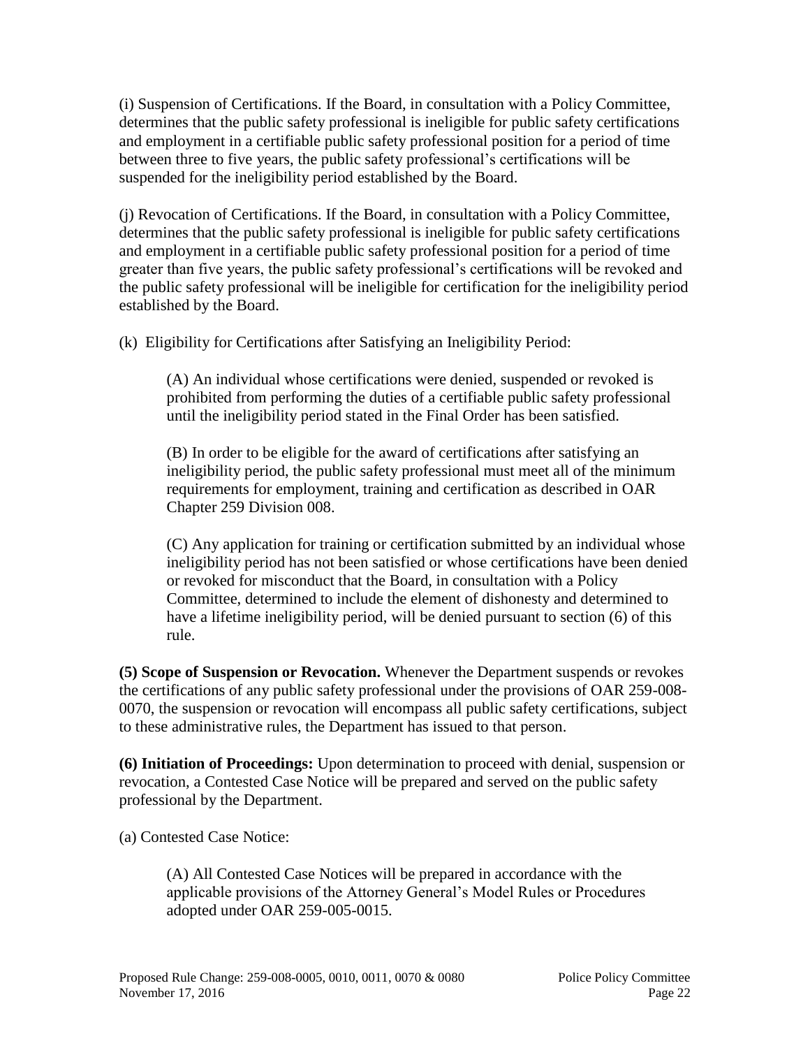(i) Suspension of Certifications. If the Board, in consultation with a Policy Committee, determines that the public safety professional is ineligible for public safety certifications and employment in a certifiable public safety professional position for a period of time between three to five years, the public safety professional's certifications will be suspended for the ineligibility period established by the Board.

(j) Revocation of Certifications. If the Board, in consultation with a Policy Committee, determines that the public safety professional is ineligible for public safety certifications and employment in a certifiable public safety professional position for a period of time greater than five years, the public safety professional's certifications will be revoked and the public safety professional will be ineligible for certification for the ineligibility period established by the Board.

(k) Eligibility for Certifications after Satisfying an Ineligibility Period:

> (A) An individual whose certifications were denied, suspended or revoked is prohibited from performing the duties of a certifiable public safety professional until the ineligibility period stated in the Final Order has been satisfied.
>
> (B) In order to be eligible for the award of certifications after satisfying an ineligibility period, the public safety professional must meet all of the minimum requirements for employment, training and certification as described in OAR Chapter 259 Division 008.
>
> (C) Any application for training or certification submitted by an individual whose ineligibility period has not been satisfied or whose certifications have been denied or revoked for misconduct that the Board, in consultation with a Policy Committee, determined to include the element of dishonesty and determined to have a lifetime ineligibility period, will be denied pursuant to section (6) of this rule.

**(5) Scope of Suspension or Revocation.** Whenever the Department suspends or revokes the certifications of any public safety professional under the provisions of OAR 259-008-0070, the suspension or revocation will encompass all public safety certifications, subject to these administrative rules, the Department has issued to that person.

**(6) Initiation of Proceedings:** Upon determination to proceed with denial, suspension or revocation, a Contested Case Notice will be prepared and served on the public safety professional by the Department.

(a) Contested Case Notice:

> (A) All Contested Case Notices will be prepared in accordance with the applicable provisions of the Attorney General's Model Rules or Procedures adopted under OAR 259-005-0015.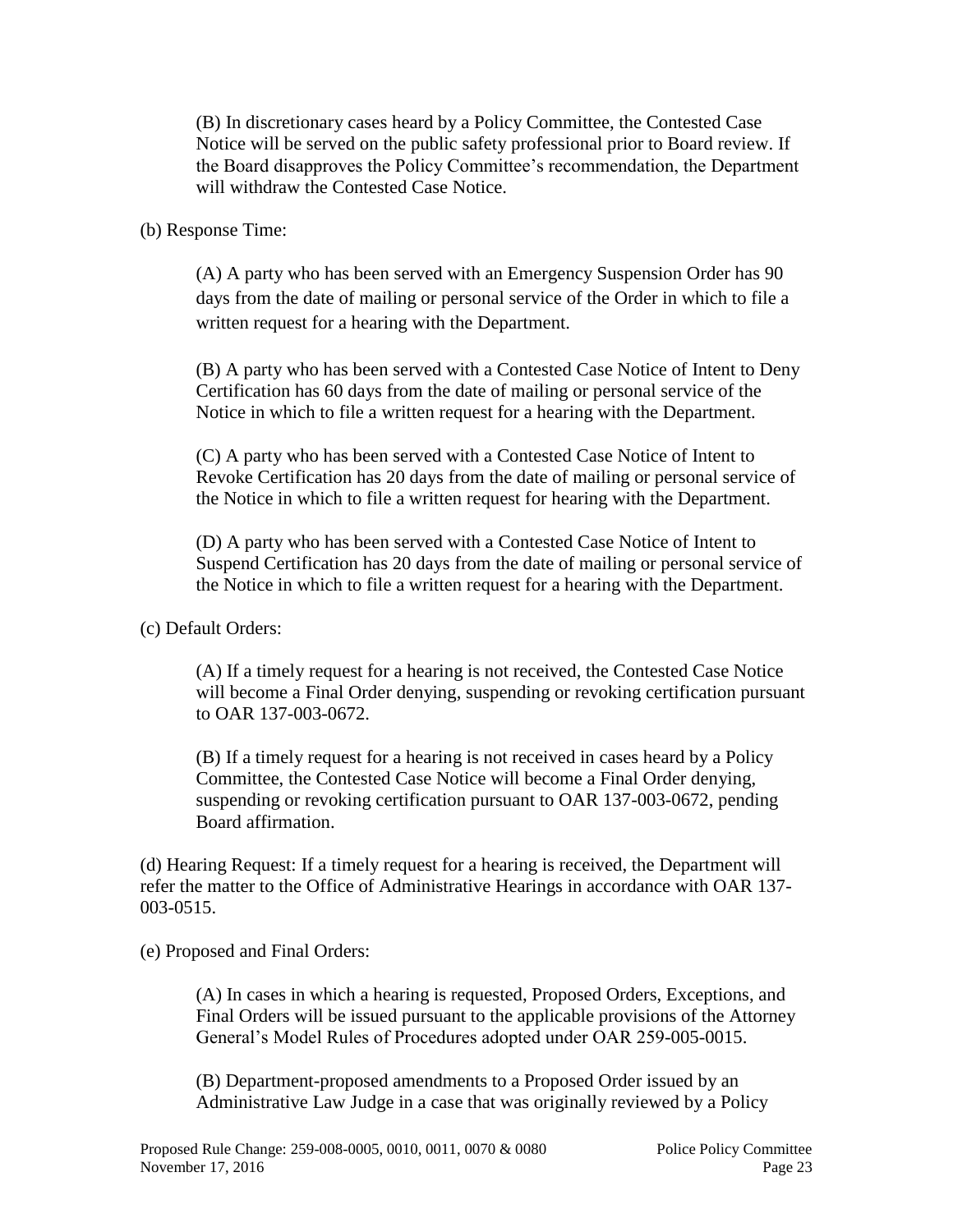(B) In discretionary cases heard by a Policy Committee, the Contested Case Notice will be served on the public safety professional prior to Board review. If the Board disapproves the Policy Committee's recommendation, the Department will withdraw the Contested Case Notice.

(b) Response Time:

(A) A party who has been served with an Emergency Suspension Order has 90 days from the date of mailing or personal service of the Order in which to file a written request for a hearing with the Department.

(B) A party who has been served with a Contested Case Notice of Intent to Deny Certification has 60 days from the date of mailing or personal service of the Notice in which to file a written request for a hearing with the Department.

(C) A party who has been served with a Contested Case Notice of Intent to Revoke Certification has 20 days from the date of mailing or personal service of the Notice in which to file a written request for hearing with the Department.

(D) A party who has been served with a Contested Case Notice of Intent to Suspend Certification has 20 days from the date of mailing or personal service of the Notice in which to file a written request for a hearing with the Department.

(c) Default Orders:

(A) If a timely request for a hearing is not received, the Contested Case Notice will become a Final Order denying, suspending or revoking certification pursuant to OAR 137-003-0672.

(B) If a timely request for a hearing is not received in cases heard by a Policy Committee, the Contested Case Notice will become a Final Order denying, suspending or revoking certification pursuant to OAR 137-003-0672, pending Board affirmation.

(d) Hearing Request: If a timely request for a hearing is received, the Department will refer the matter to the Office of Administrative Hearings in accordance with OAR 137-003-0515.

(e) Proposed and Final Orders:

(A) In cases in which a hearing is requested, Proposed Orders, Exceptions, and Final Orders will be issued pursuant to the applicable provisions of the Attorney General's Model Rules of Procedures adopted under OAR 259-005-0015.

(B) Department-proposed amendments to a Proposed Order issued by an Administrative Law Judge in a case that was originally reviewed by a Policy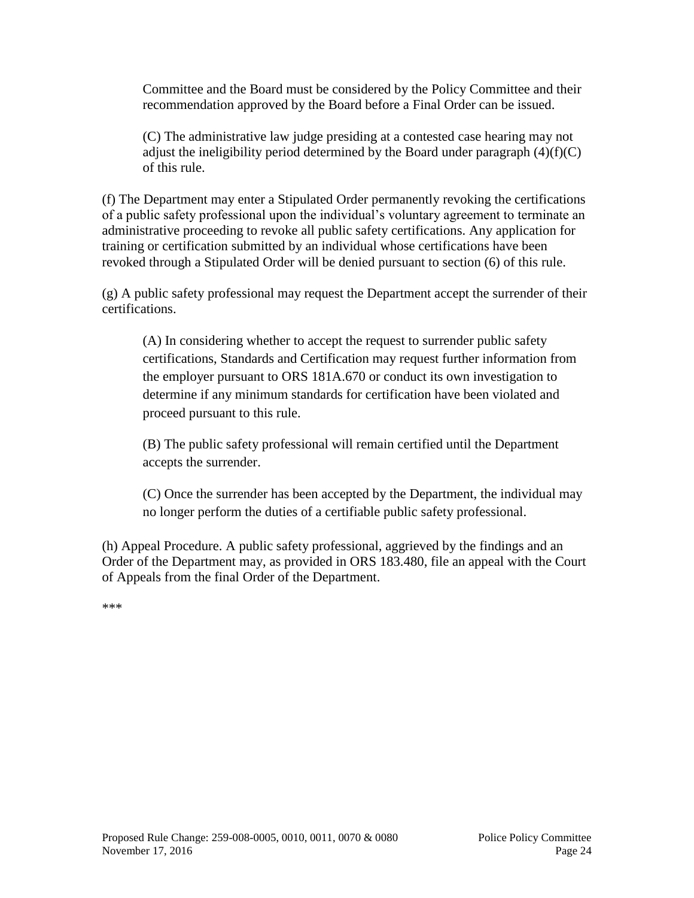Committee and the Board must be considered by the Policy Committee and their recommendation approved by the Board before a Final Order can be issued.

(C) The administrative law judge presiding at a contested case hearing may not adjust the ineligibility period determined by the Board under paragraph (4)(f)(C) of this rule.

(f) The Department may enter a Stipulated Order permanently revoking the certifications of a public safety professional upon the individual's voluntary agreement to terminate an administrative proceeding to revoke all public safety certifications. Any application for training or certification submitted by an individual whose certifications have been revoked through a Stipulated Order will be denied pursuant to section (6) of this rule.

(g) A public safety professional may request the Department accept the surrender of their certifications.

(A) In considering whether to accept the request to surrender public safety certifications, Standards and Certification may request further information from the employer pursuant to ORS 181A.670 or conduct its own investigation to determine if any minimum standards for certification have been violated and proceed pursuant to this rule.

(B) The public safety professional will remain certified until the Department accepts the surrender.

(C) Once the surrender has been accepted by the Department, the individual may no longer perform the duties of a certifiable public safety professional.

(h) Appeal Procedure. A public safety professional, aggrieved by the findings and an Order of the Department may, as provided in ORS 183.480, file an appeal with the Court of Appeals from the final Order of the Department.

***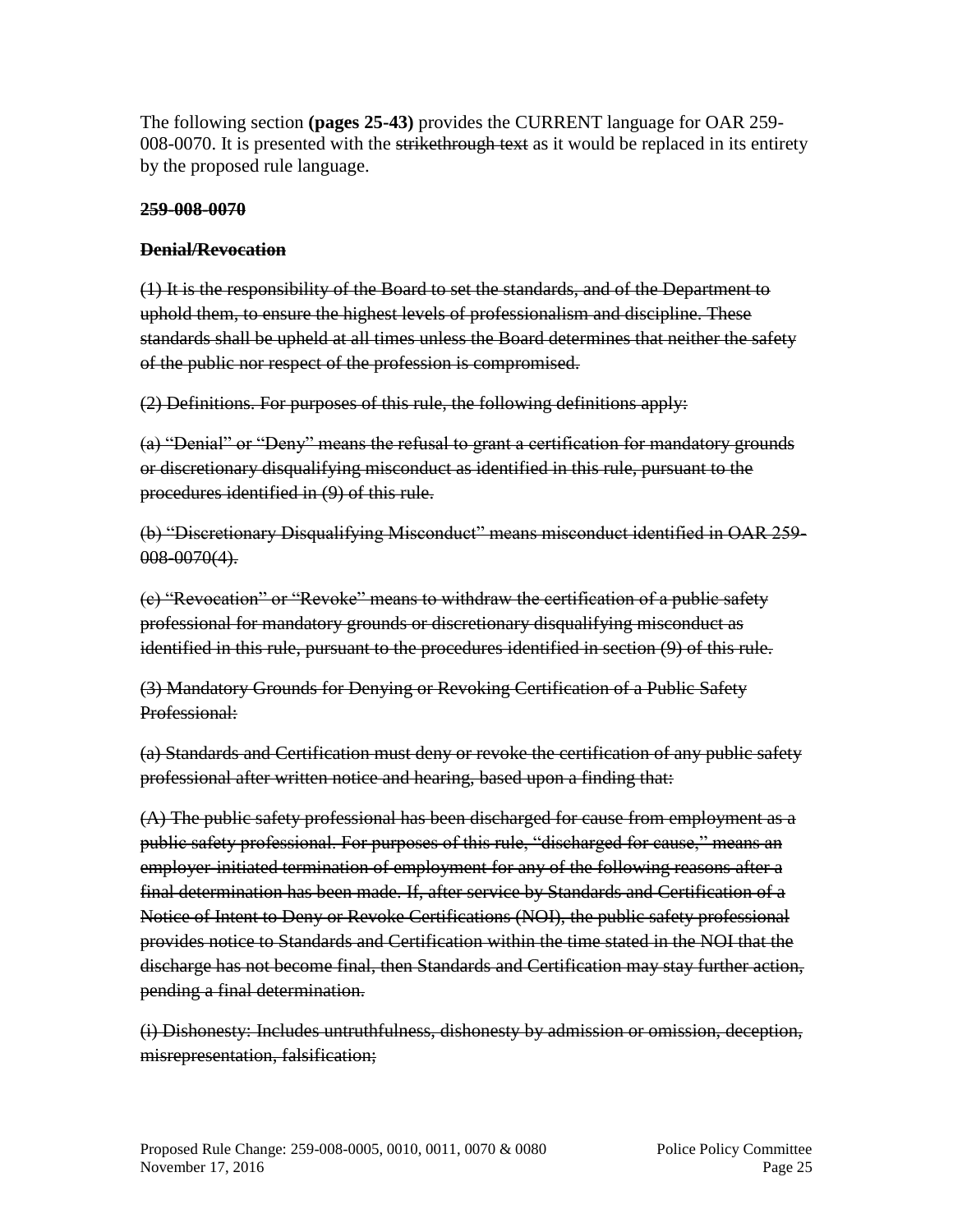The following section **(pages 25-43)** provides the CURRENT language for OAR 259-008-0070. It is presented with the ~~strikethrough text~~ as it would be replaced in its entirety by the proposed rule language.

**~~259-008-0070~~**

**~~Denial/Revocation~~**

~~(1) It is the responsibility of the Board to set the standards, and of the Department to uphold them, to ensure the highest levels of professionalism and discipline. These standards shall be upheld at all times unless the Board determines that neither the safety of the public nor respect of the profession is compromised.~~

~~(2) Definitions. For purposes of this rule, the following definitions apply:~~

~~(a) "Denial" or "Deny" means the refusal to grant a certification for mandatory grounds or discretionary disqualifying misconduct as identified in this rule, pursuant to the procedures identified in (9) of this rule.~~

~~(b) "Discretionary Disqualifying Misconduct" means misconduct identified in OAR 259-008-0070(4).~~

~~(c) "Revocation" or "Revoke" means to withdraw the certification of a public safety professional for mandatory grounds or discretionary disqualifying misconduct as identified in this rule, pursuant to the procedures identified in section (9) of this rule.~~

~~(3) Mandatory Grounds for Denying or Revoking Certification of a Public Safety Professional:~~

~~(a) Standards and Certification must deny or revoke the certification of any public safety professional after written notice and hearing, based upon a finding that:~~

~~(A) The public safety professional has been discharged for cause from employment as a public safety professional. For purposes of this rule, "discharged for cause," means an employer-initiated termination of employment for any of the following reasons after a final determination has been made. If, after service by Standards and Certification of a Notice of Intent to Deny or Revoke Certifications (NOI), the public safety professional provides notice to Standards and Certification within the time stated in the NOI that the discharge has not become final, then Standards and Certification may stay further action, pending a final determination.~~

~~(i) Dishonesty: Includes untruthfulness, dishonesty by admission or omission, deception, misrepresentation, falsification;~~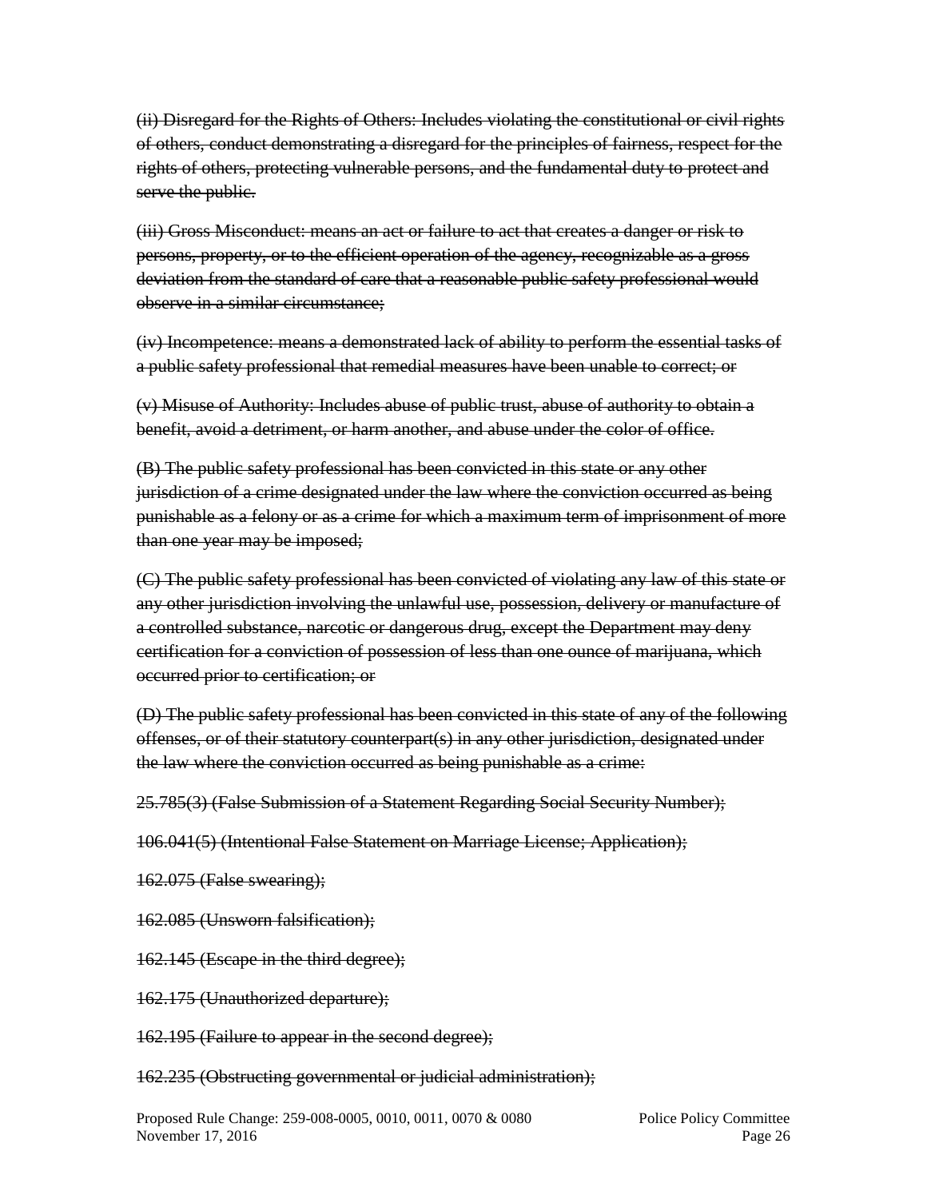~~(ii) Disregard for the Rights of Others: Includes violating the constitutional or civil rights of others, conduct demonstrating a disregard for the principles of fairness, respect for the rights of others, protecting vulnerable persons, and the fundamental duty to protect and serve the public.~~

~~(iii) Gross Misconduct: means an act or failure to act that creates a danger or risk to persons, property, or to the efficient operation of the agency, recognizable as a gross deviation from the standard of care that a reasonable public safety professional would observe in a similar circumstance;~~

~~(iv) Incompetence: means a demonstrated lack of ability to perform the essential tasks of a public safety professional that remedial measures have been unable to correct; or~~

~~(v) Misuse of Authority: Includes abuse of public trust, abuse of authority to obtain a benefit, avoid a detriment, or harm another, and abuse under the color of office.~~

~~(B) The public safety professional has been convicted in this state or any other jurisdiction of a crime designated under the law where the conviction occurred as being punishable as a felony or as a crime for which a maximum term of imprisonment of more than one year may be imposed;~~

~~(C) The public safety professional has been convicted of violating any law of this state or any other jurisdiction involving the unlawful use, possession, delivery or manufacture of a controlled substance, narcotic or dangerous drug, except the Department may deny certification for a conviction of possession of less than one ounce of marijuana, which occurred prior to certification; or~~

~~(D) The public safety professional has been convicted in this state of any of the following offenses, or of their statutory counterpart(s) in any other jurisdiction, designated under the law where the conviction occurred as being punishable as a crime:~~

~~25.785(3) (False Submission of a Statement Regarding Social Security Number);~~

~~106.041(5) (Intentional False Statement on Marriage License; Application);~~

~~162.075 (False swearing);~~

~~162.085 (Unsworn falsification);~~

~~162.145 (Escape in the third degree);~~

~~162.175 (Unauthorized departure);~~

~~162.195 (Failure to appear in the second degree);~~

~~162.235 (Obstructing governmental or judicial administration);~~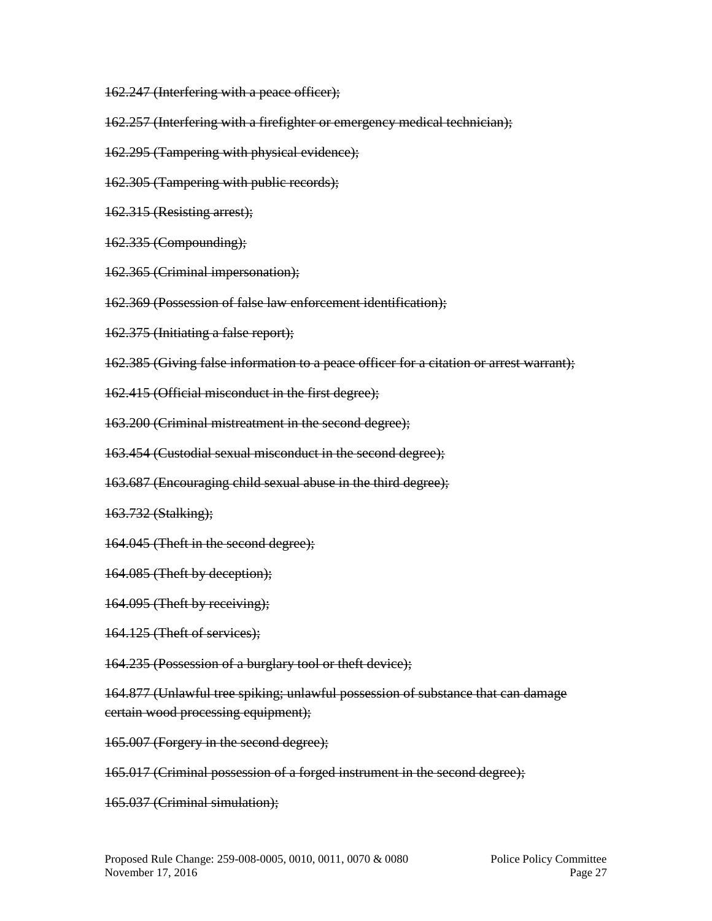~~162.247 (Interfering with a peace officer);~~

~~162.257 (Interfering with a firefighter or emergency medical technician);~~

~~162.295 (Tampering with physical evidence);~~

~~162.305 (Tampering with public records);~~

~~162.315 (Resisting arrest);~~

~~162.335 (Compounding);~~

~~162.365 (Criminal impersonation);~~

~~162.369 (Possession of false law enforcement identification);~~

~~162.375 (Initiating a false report);~~

~~162.385 (Giving false information to a peace officer for a citation or arrest warrant);~~

~~162.415 (Official misconduct in the first degree);~~

~~163.200 (Criminal mistreatment in the second degree);~~

~~163.454 (Custodial sexual misconduct in the second degree);~~

~~163.687 (Encouraging child sexual abuse in the third degree);~~

~~163.732 (Stalking);~~

~~164.045 (Theft in the second degree);~~

~~164.085 (Theft by deception);~~

~~164.095 (Theft by receiving);~~

~~164.125 (Theft of services);~~

~~164.235 (Possession of a burglary tool or theft device);~~

~~164.877 (Unlawful tree spiking; unlawful possession of substance that can damage certain wood processing equipment);~~

~~165.007 (Forgery in the second degree);~~

~~165.017 (Criminal possession of a forged instrument in the second degree);~~

~~165.037 (Criminal simulation);~~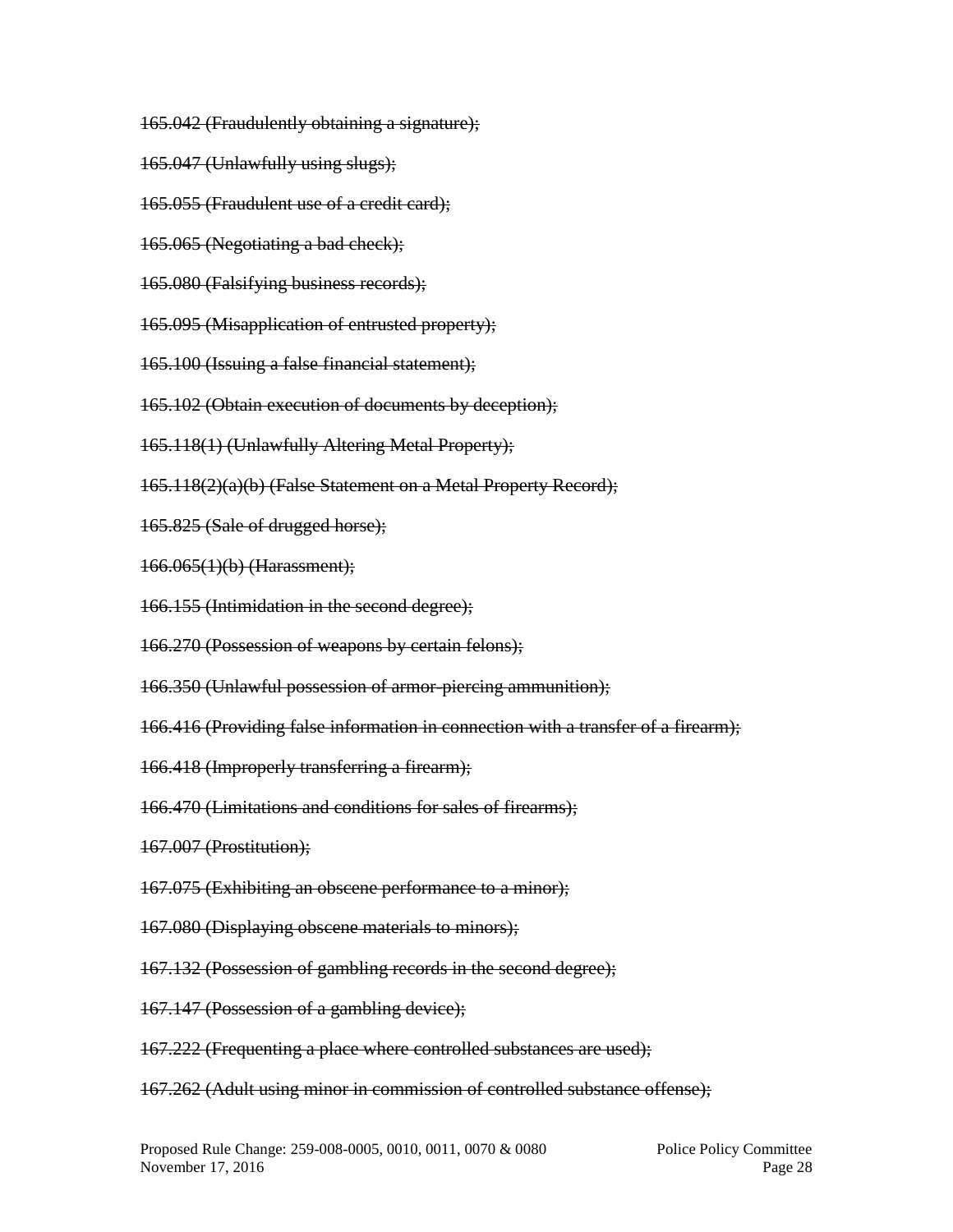~~165.042 (Fraudulently obtaining a signature);~~

~~165.047 (Unlawfully using slugs);~~

~~165.055 (Fraudulent use of a credit card);~~

~~165.065 (Negotiating a bad check);~~

~~165.080 (Falsifying business records);~~

~~165.095 (Misapplication of entrusted property);~~

~~165.100 (Issuing a false financial statement);~~

~~165.102 (Obtain execution of documents by deception);~~

~~165.118(1) (Unlawfully Altering Metal Property);~~

~~165.118(2)(a)(b) (False Statement on a Metal Property Record);~~

~~165.825 (Sale of drugged horse);~~

~~166.065(1)(b) (Harassment);~~

~~166.155 (Intimidation in the second degree);~~

~~166.270 (Possession of weapons by certain felons);~~

~~166.350 (Unlawful possession of armor-piercing ammunition);~~

~~166.416 (Providing false information in connection with a transfer of a firearm);~~

~~166.418 (Improperly transferring a firearm);~~

~~166.470 (Limitations and conditions for sales of firearms);~~

~~167.007 (Prostitution);~~

~~167.075 (Exhibiting an obscene performance to a minor);~~

~~167.080 (Displaying obscene materials to minors);~~

~~167.132 (Possession of gambling records in the second degree);~~

~~167.147 (Possession of a gambling device);~~

~~167.222 (Frequenting a place where controlled substances are used);~~

~~167.262 (Adult using minor in commission of controlled substance offense);~~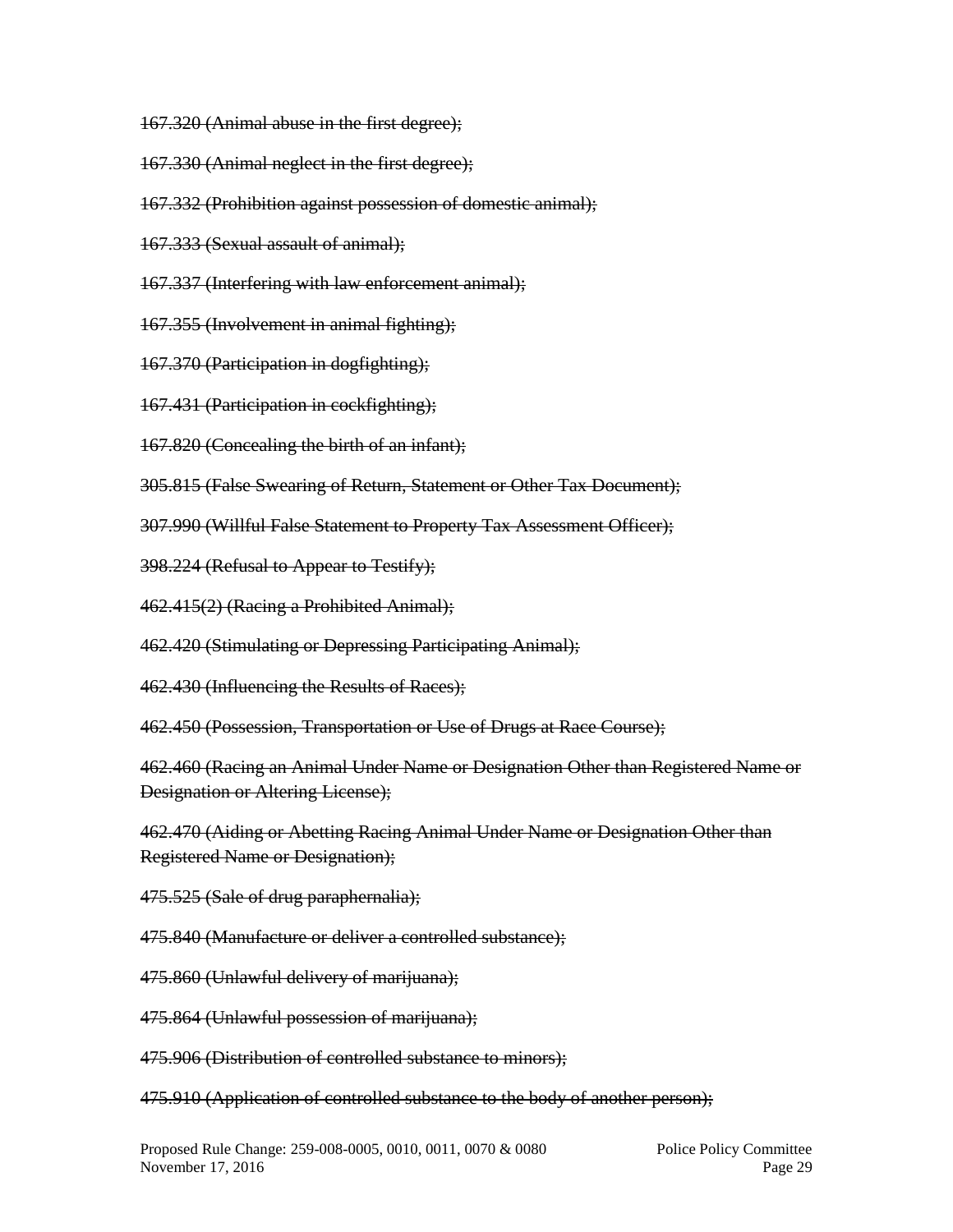~~167.320 (Animal abuse in the first degree);~~

~~167.330 (Animal neglect in the first degree);~~

~~167.332 (Prohibition against possession of domestic animal);~~

~~167.333 (Sexual assault of animal);~~

~~167.337 (Interfering with law enforcement animal);~~

~~167.355 (Involvement in animal fighting);~~

~~167.370 (Participation in dogfighting);~~

~~167.431 (Participation in cockfighting);~~

~~167.820 (Concealing the birth of an infant);~~

~~305.815 (False Swearing of Return, Statement or Other Tax Document);~~

~~307.990 (Willful False Statement to Property Tax Assessment Officer);~~

~~398.224 (Refusal to Appear to Testify);~~

~~462.415(2) (Racing a Prohibited Animal);~~

~~462.420 (Stimulating or Depressing Participating Animal);~~

~~462.430 (Influencing the Results of Races);~~

~~462.450 (Possession, Transportation or Use of Drugs at Race Course);~~

~~462.460 (Racing an Animal Under Name or Designation Other than Registered Name or Designation or Altering License);~~

~~462.470 (Aiding or Abetting Racing Animal Under Name or Designation Other than Registered Name or Designation);~~

~~475.525 (Sale of drug paraphernalia);~~

~~475.840 (Manufacture or deliver a controlled substance);~~

~~475.860 (Unlawful delivery of marijuana);~~

~~475.864 (Unlawful possession of marijuana);~~

~~475.906 (Distribution of controlled substance to minors);~~

~~475.910 (Application of controlled substance to the body of another person);~~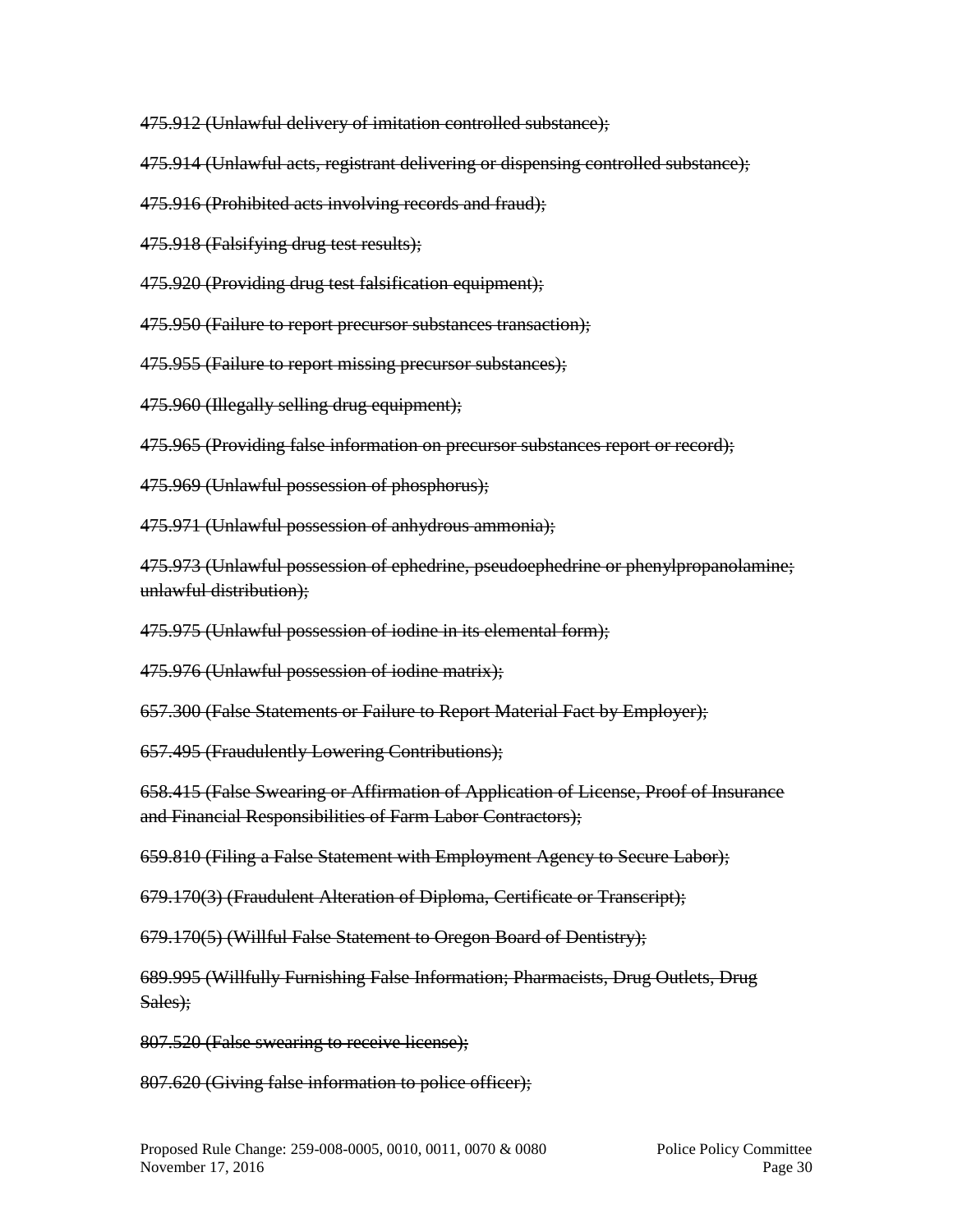~~475.912 (Unlawful delivery of imitation controlled substance);~~

~~475.914 (Unlawful acts, registrant delivering or dispensing controlled substance);~~

~~475.916 (Prohibited acts involving records and fraud);~~

~~475.918 (Falsifying drug test results);~~

~~475.920 (Providing drug test falsification equipment);~~

~~475.950 (Failure to report precursor substances transaction);~~

~~475.955 (Failure to report missing precursor substances);~~

~~475.960 (Illegally selling drug equipment);~~

~~475.965 (Providing false information on precursor substances report or record);~~

~~475.969 (Unlawful possession of phosphorus);~~

~~475.971 (Unlawful possession of anhydrous ammonia);~~

~~475.973 (Unlawful possession of ephedrine, pseudoephedrine or phenylpropanolamine; unlawful distribution);~~

~~475.975 (Unlawful possession of iodine in its elemental form);~~

~~475.976 (Unlawful possession of iodine matrix);~~

~~657.300 (False Statements or Failure to Report Material Fact by Employer);~~

~~657.495 (Fraudulently Lowering Contributions);~~

~~658.415 (False Swearing or Affirmation of Application of License, Proof of Insurance and Financial Responsibilities of Farm Labor Contractors);~~

~~659.810 (Filing a False Statement with Employment Agency to Secure Labor);~~

~~679.170(3) (Fraudulent Alteration of Diploma, Certificate or Transcript);~~

~~679.170(5) (Willful False Statement to Oregon Board of Dentistry);~~

~~689.995 (Willfully Furnishing False Information; Pharmacists, Drug Outlets, Drug Sales);~~

~~807.520 (False swearing to receive license);~~

~~807.620 (Giving false information to police officer);~~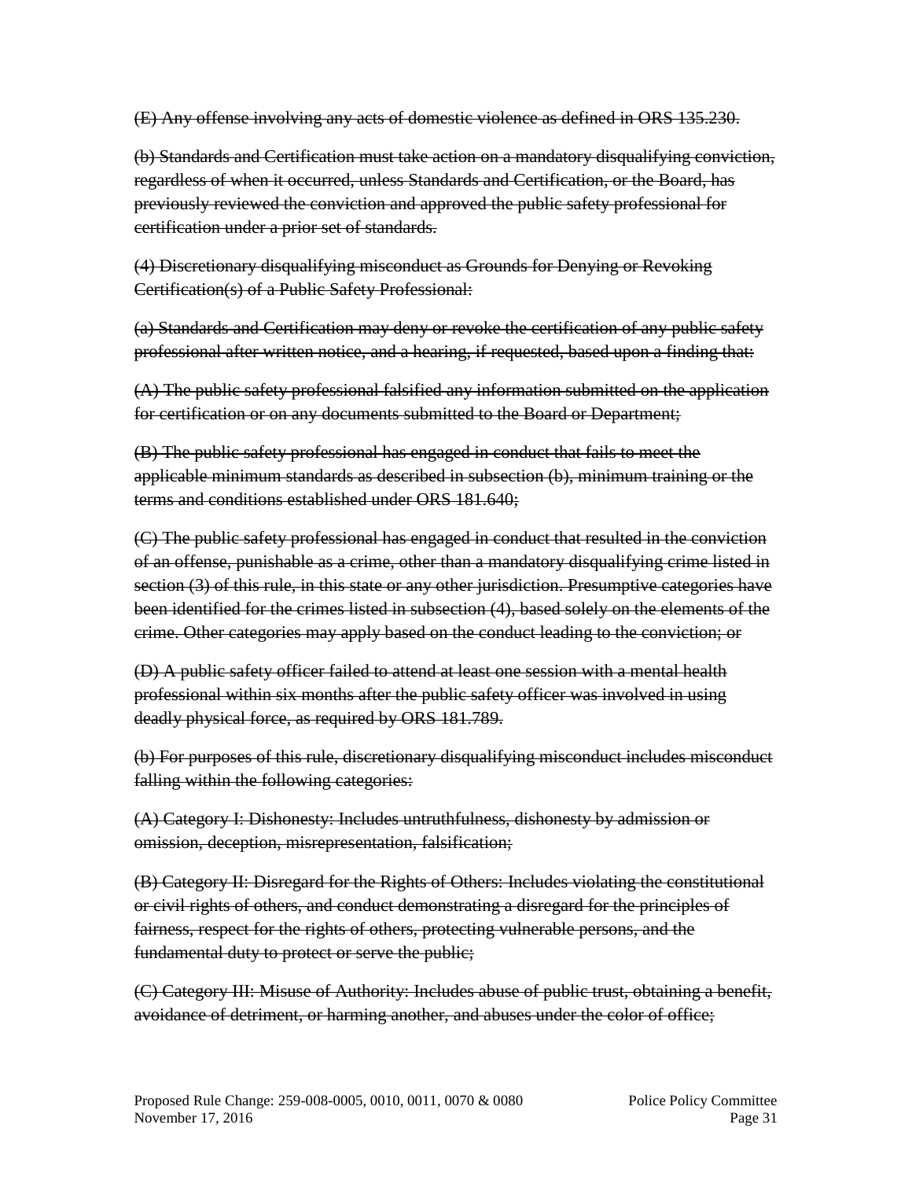~~(E) Any offense involving any acts of domestic violence as defined in ORS 135.230.~~

~~(b) Standards and Certification must take action on a mandatory disqualifying conviction, regardless of when it occurred, unless Standards and Certification, or the Board, has previously reviewed the conviction and approved the public safety professional for certification under a prior set of standards.~~

~~(4) Discretionary disqualifying misconduct as Grounds for Denying or Revoking Certification(s) of a Public Safety Professional:~~

~~(a) Standards and Certification may deny or revoke the certification of any public safety professional after written notice, and a hearing, if requested, based upon a finding that:~~

~~(A) The public safety professional falsified any information submitted on the application for certification or on any documents submitted to the Board or Department;~~

~~(B) The public safety professional has engaged in conduct that fails to meet the applicable minimum standards as described in subsection (b), minimum training or the terms and conditions established under ORS 181.640;~~

~~(C) The public safety professional has engaged in conduct that resulted in the conviction of an offense, punishable as a crime, other than a mandatory disqualifying crime listed in section (3) of this rule, in this state or any other jurisdiction. Presumptive categories have been identified for the crimes listed in subsection (4), based solely on the elements of the crime. Other categories may apply based on the conduct leading to the conviction; or~~

~~(D) A public safety officer failed to attend at least one session with a mental health professional within six months after the public safety officer was involved in using deadly physical force, as required by ORS 181.789.~~

~~(b) For purposes of this rule, discretionary disqualifying misconduct includes misconduct falling within the following categories:~~

~~(A) Category I: Dishonesty: Includes untruthfulness, dishonesty by admission or omission, deception, misrepresentation, falsification;~~

~~(B) Category II: Disregard for the Rights of Others: Includes violating the constitutional or civil rights of others, and conduct demonstrating a disregard for the principles of fairness, respect for the rights of others, protecting vulnerable persons, and the fundamental duty to protect or serve the public;~~

~~(C) Category III: Misuse of Authority: Includes abuse of public trust, obtaining a benefit, avoidance of detriment, or harming another, and abuses under the color of office;~~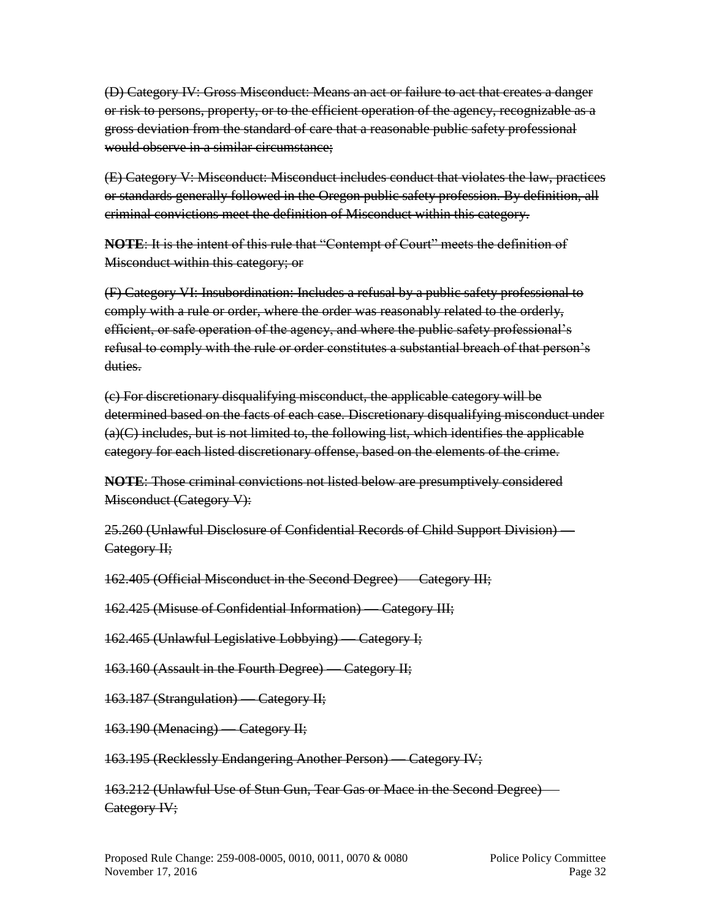~~(D) Category IV: Gross Misconduct: Means an act or failure to act that creates a danger or risk to persons, property, or to the efficient operation of the agency, recognizable as a gross deviation from the standard of care that a reasonable public safety professional would observe in a similar circumstance;~~

~~(E) Category V: Misconduct: Misconduct includes conduct that violates the law, practices or standards generally followed in the Oregon public safety profession. By definition, all criminal convictions meet the definition of Misconduct within this category.~~

~~**NOTE**: It is the intent of this rule that "Contempt of Court" meets the definition of Misconduct within this category; or~~

~~(F) Category VI: Insubordination: Includes a refusal by a public safety professional to comply with a rule or order, where the order was reasonably related to the orderly, efficient, or safe operation of the agency, and where the public safety professional's refusal to comply with the rule or order constitutes a substantial breach of that person's duties.~~

~~(c) For discretionary disqualifying misconduct, the applicable category will be determined based on the facts of each case. Discretionary disqualifying misconduct under (a)(C) includes, but is not limited to, the following list, which identifies the applicable category for each listed discretionary offense, based on the elements of the crime.~~

~~**NOTE**: Those criminal convictions not listed below are presumptively considered Misconduct (Category V):~~

~~25.260 (Unlawful Disclosure of Confidential Records of Child Support Division) — Category II;~~

~~162.405 (Official Misconduct in the Second Degree) — Category III;~~

~~162.425 (Misuse of Confidential Information) — Category III;~~

~~162.465 (Unlawful Legislative Lobbying) — Category I;~~

~~163.160 (Assault in the Fourth Degree) — Category II;~~

~~163.187 (Strangulation) — Category II;~~

~~163.190 (Menacing) — Category II;~~

~~163.195 (Recklessly Endangering Another Person) — Category IV;~~

~~163.212 (Unlawful Use of Stun Gun, Tear Gas or Mace in the Second Degree) — Category IV;~~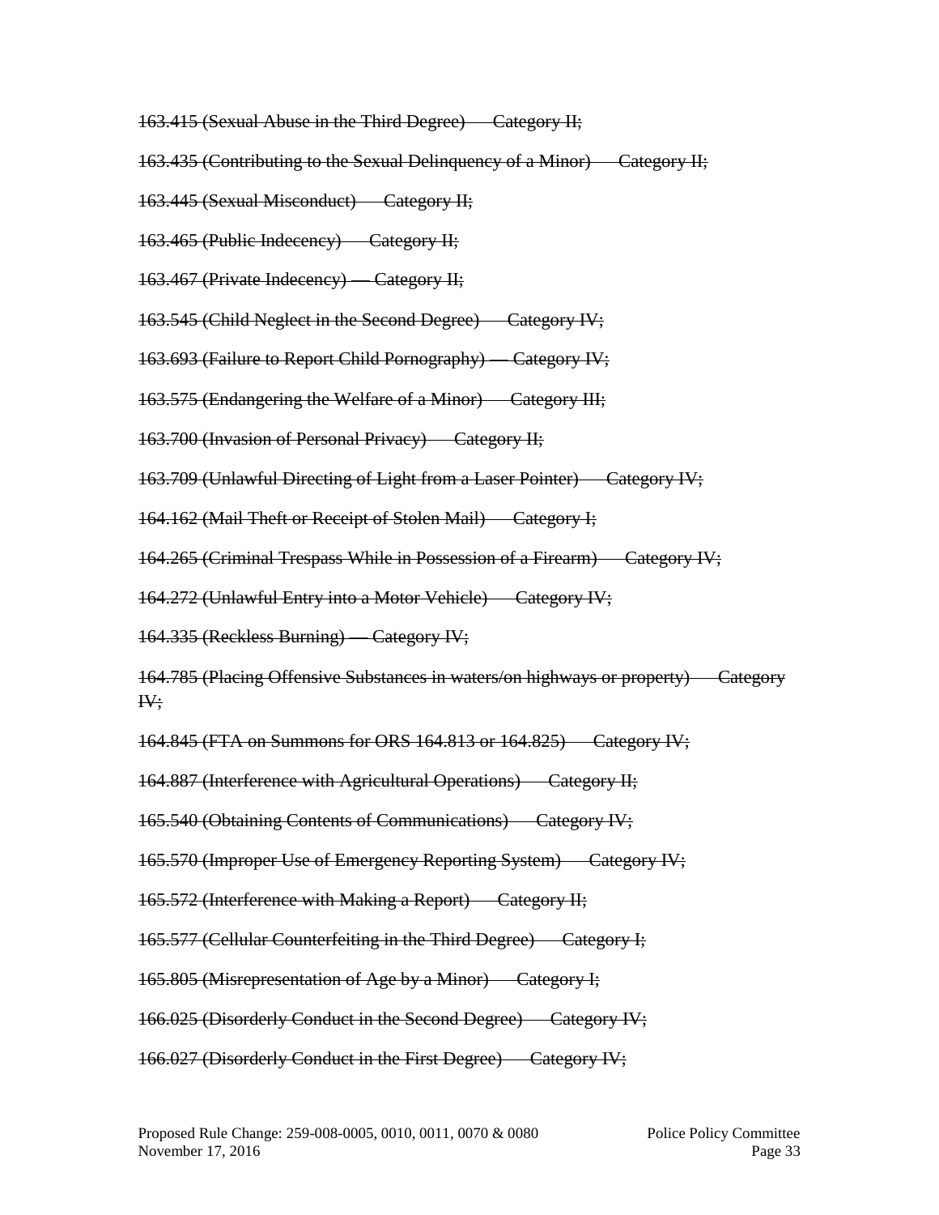~~163.415 (Sexual Abuse in the Third Degree) — Category II;~~

~~163.435 (Contributing to the Sexual Delinquency of a Minor) — Category II;~~

~~163.445 (Sexual Misconduct) — Category II;~~

~~163.465 (Public Indecency) — Category II;~~

~~163.467 (Private Indecency) — Category II;~~

~~163.545 (Child Neglect in the Second Degree) — Category IV;~~

~~163.693 (Failure to Report Child Pornography) — Category IV;~~

~~163.575 (Endangering the Welfare of a Minor) — Category III;~~

~~163.700 (Invasion of Personal Privacy) — Category II;~~

~~163.709 (Unlawful Directing of Light from a Laser Pointer) — Category IV;~~

~~164.162 (Mail Theft or Receipt of Stolen Mail) — Category I;~~

~~164.265 (Criminal Trespass While in Possession of a Firearm) — Category IV;~~

~~164.272 (Unlawful Entry into a Motor Vehicle) — Category IV;~~

~~164.335 (Reckless Burning) — Category IV;~~

~~164.785 (Placing Offensive Substances in waters/on highways or property) — Category IV;~~

~~164.845 (FTA on Summons for ORS 164.813 or 164.825) — Category IV;~~

~~164.887 (Interference with Agricultural Operations) — Category II;~~

~~165.540 (Obtaining Contents of Communications) — Category IV;~~

~~165.570 (Improper Use of Emergency Reporting System) — Category IV;~~

~~165.572 (Interference with Making a Report) — Category II;~~

~~165.577 (Cellular Counterfeiting in the Third Degree) — Category I;~~

~~165.805 (Misrepresentation of Age by a Minor) — Category I;~~

~~166.025 (Disorderly Conduct in the Second Degree) — Category IV;~~

~~166.027 (Disorderly Conduct in the First Degree) — Category IV;~~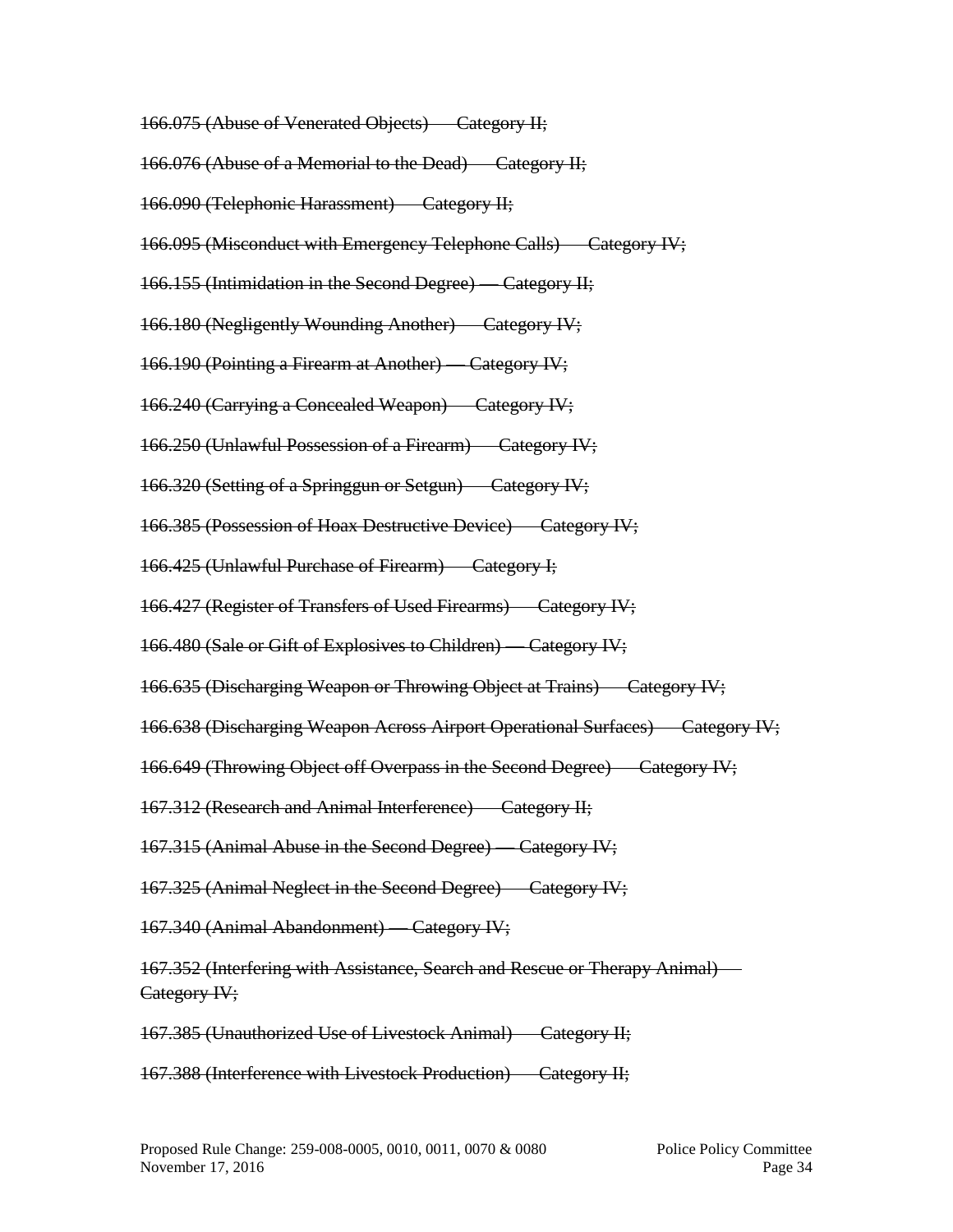~~166.075 (Abuse of Venerated Objects) — Category II;~~

~~166.076 (Abuse of a Memorial to the Dead) — Category II;~~

~~166.090 (Telephonic Harassment) — Category II;~~

~~166.095 (Misconduct with Emergency Telephone Calls) — Category IV;~~

~~166.155 (Intimidation in the Second Degree) — Category II;~~

~~166.180 (Negligently Wounding Another) — Category IV;~~

~~166.190 (Pointing a Firearm at Another) — Category IV;~~

~~166.240 (Carrying a Concealed Weapon) — Category IV;~~

~~166.250 (Unlawful Possession of a Firearm) — Category IV;~~

~~166.320 (Setting of a Springgun or Setgun) — Category IV;~~

~~166.385 (Possession of Hoax Destructive Device) — Category IV;~~

~~166.425 (Unlawful Purchase of Firearm) — Category I;~~

~~166.427 (Register of Transfers of Used Firearms) — Category IV;~~

~~166.480 (Sale or Gift of Explosives to Children) — Category IV;~~

~~166.635 (Discharging Weapon or Throwing Object at Trains) — Category IV;~~

~~166.638 (Discharging Weapon Across Airport Operational Surfaces) — Category IV;~~

~~166.649 (Throwing Object off Overpass in the Second Degree) — Category IV;~~

~~167.312 (Research and Animal Interference) — Category II;~~

~~167.315 (Animal Abuse in the Second Degree) — Category IV;~~

~~167.325 (Animal Neglect in the Second Degree) — Category IV;~~

~~167.340 (Animal Abandonment) — Category IV;~~

~~167.352 (Interfering with Assistance, Search and Rescue or Therapy Animal) — Category IV;~~

~~167.385 (Unauthorized Use of Livestock Animal) — Category II;~~

~~167.388 (Interference with Livestock Production) — Category II;~~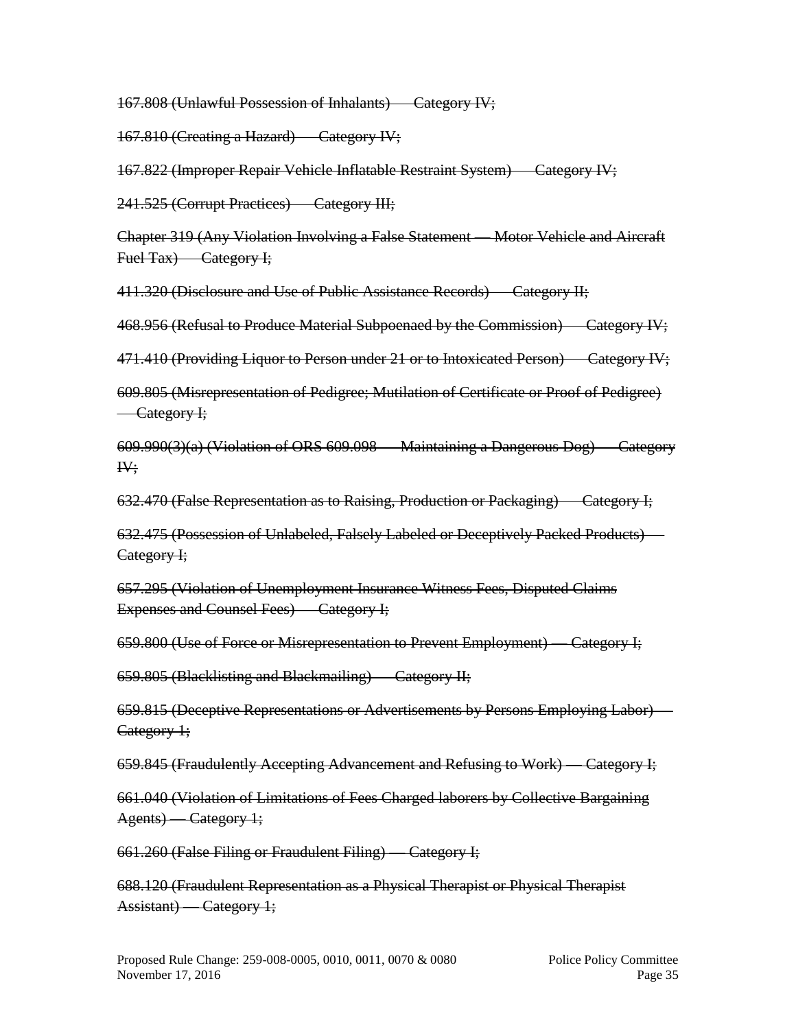~~167.808 (Unlawful Possession of Inhalants) — Category IV;~~

~~167.810 (Creating a Hazard) — Category IV;~~

~~167.822 (Improper Repair Vehicle Inflatable Restraint System) — Category IV;~~

~~241.525 (Corrupt Practices) — Category III;~~

~~Chapter 319 (Any Violation Involving a False Statement — Motor Vehicle and Aircraft Fuel Tax) — Category I;~~

~~411.320 (Disclosure and Use of Public Assistance Records) — Category II;~~

~~468.956 (Refusal to Produce Material Subpoenaed by the Commission) — Category IV;~~

~~471.410 (Providing Liquor to Person under 21 or to Intoxicated Person) — Category IV;~~

~~609.805 (Misrepresentation of Pedigree; Mutilation of Certificate or Proof of Pedigree) — Category I;~~

~~609.990(3)(a) (Violation of ORS 609.098 — Maintaining a Dangerous Dog) — Category IV;~~

~~632.470 (False Representation as to Raising, Production or Packaging) — Category I;~~

~~632.475 (Possession of Unlabeled, Falsely Labeled or Deceptively Packed Products) — Category I;~~

~~657.295 (Violation of Unemployment Insurance Witness Fees, Disputed Claims Expenses and Counsel Fees) — Category I;~~

~~659.800 (Use of Force or Misrepresentation to Prevent Employment) — Category I;~~

~~659.805 (Blacklisting and Blackmailing) — Category II;~~

~~659.815 (Deceptive Representations or Advertisements by Persons Employing Labor) — Category 1;~~

~~659.845 (Fraudulently Accepting Advancement and Refusing to Work) — Category I;~~

~~661.040 (Violation of Limitations of Fees Charged laborers by Collective Bargaining Agents) — Category 1;~~

~~661.260 (False Filing or Fraudulent Filing) — Category I;~~

~~688.120 (Fraudulent Representation as a Physical Therapist or Physical Therapist Assistant) — Category 1;~~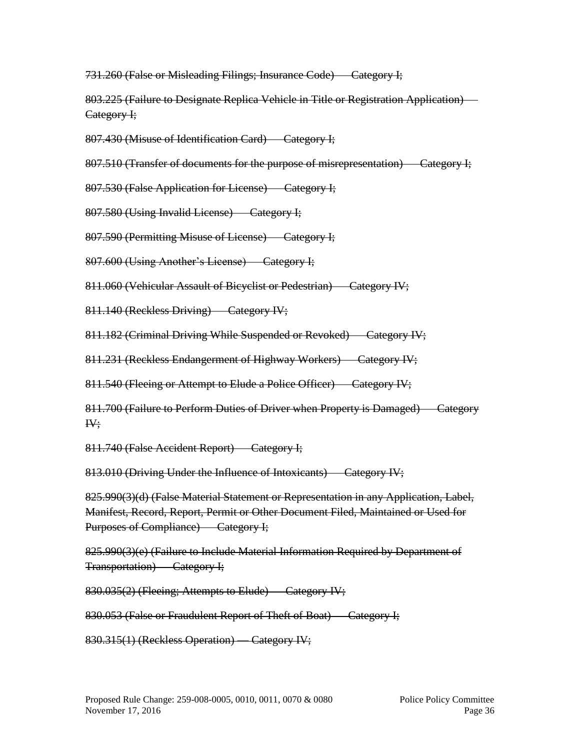~~731.260 (False or Misleading Filings; Insurance Code) — Category I;~~

~~803.225 (Failure to Designate Replica Vehicle in Title or Registration Application) — Category I;~~

~~807.430 (Misuse of Identification Card) — Category I;~~

~~807.510 (Transfer of documents for the purpose of misrepresentation) — Category I;~~

~~807.530 (False Application for License) — Category I;~~

~~807.580 (Using Invalid License) — Category I;~~

~~807.590 (Permitting Misuse of License) — Category I;~~

~~807.600 (Using Another's License) — Category I;~~

~~811.060 (Vehicular Assault of Bicyclist or Pedestrian) — Category IV;~~

~~811.140 (Reckless Driving) — Category IV;~~

~~811.182 (Criminal Driving While Suspended or Revoked) — Category IV;~~

~~811.231 (Reckless Endangerment of Highway Workers) — Category IV;~~

~~811.540 (Fleeing or Attempt to Elude a Police Officer) — Category IV;~~

~~811.700 (Failure to Perform Duties of Driver when Property is Damaged) — Category IV;~~

~~811.740 (False Accident Report) — Category I;~~

~~813.010 (Driving Under the Influence of Intoxicants) — Category IV;~~

~~825.990(3)(d) (False Material Statement or Representation in any Application, Label, Manifest, Record, Report, Permit or Other Document Filed, Maintained or Used for Purposes of Compliance) — Category I;~~

~~825.990(3)(e) (Failure to Include Material Information Required by Department of Transportation) — Category I;~~

~~830.035(2) (Fleeing; Attempts to Elude) — Category IV;~~

~~830.053 (False or Fraudulent Report of Theft of Boat) — Category I;~~

~~830.315(1) (Reckless Operation) — Category IV;~~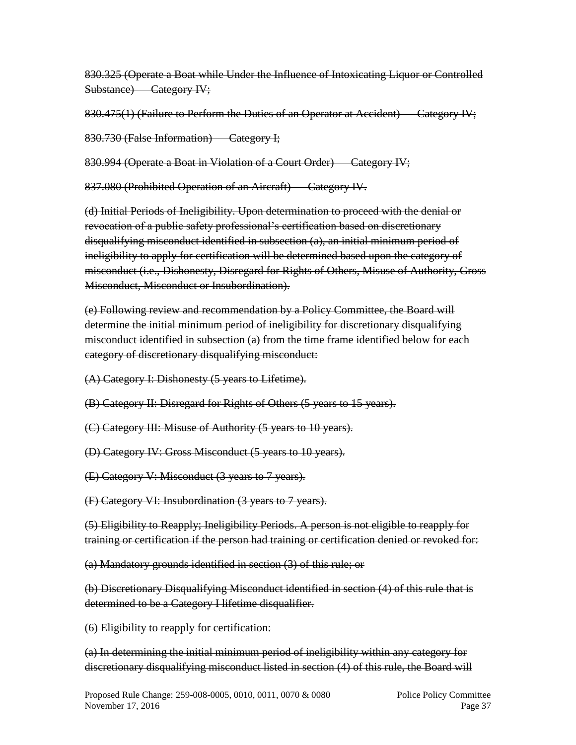~~830.325 (Operate a Boat while Under the Influence of Intoxicating Liquor or Controlled Substance) — Category IV;~~

~~830.475(1) (Failure to Perform the Duties of an Operator at Accident) — Category IV;~~

~~830.730 (False Information) — Category I;~~

~~830.994 (Operate a Boat in Violation of a Court Order) — Category IV;~~

~~837.080 (Prohibited Operation of an Aircraft) — Category IV.~~

~~(d) Initial Periods of Ineligibility. Upon determination to proceed with the denial or revocation of a public safety professional's certification based on discretionary disqualifying misconduct identified in subsection (a), an initial minimum period of ineligibility to apply for certification will be determined based upon the category of misconduct (i.e., Dishonesty, Disregard for Rights of Others, Misuse of Authority, Gross Misconduct, Misconduct or Insubordination).~~

~~(e) Following review and recommendation by a Policy Committee, the Board will determine the initial minimum period of ineligibility for discretionary disqualifying misconduct identified in subsection (a) from the time frame identified below for each category of discretionary disqualifying misconduct:~~

~~(A) Category I: Dishonesty (5 years to Lifetime).~~

~~(B) Category II: Disregard for Rights of Others (5 years to 15 years).~~

~~(C) Category III: Misuse of Authority (5 years to 10 years).~~

~~(D) Category IV: Gross Misconduct (5 years to 10 years).~~

~~(E) Category V: Misconduct (3 years to 7 years).~~

~~(F) Category VI: Insubordination (3 years to 7 years).~~

~~(5) Eligibility to Reapply; Ineligibility Periods. A person is not eligible to reapply for training or certification if the person had training or certification denied or revoked for:~~

~~(a) Mandatory grounds identified in section (3) of this rule; or~~

~~(b) Discretionary Disqualifying Misconduct identified in section (4) of this rule that is determined to be a Category I lifetime disqualifier.~~

~~(6) Eligibility to reapply for certification:~~

~~(a) In determining the initial minimum period of ineligibility within any category for discretionary disqualifying misconduct listed in section (4) of this rule, the Board will~~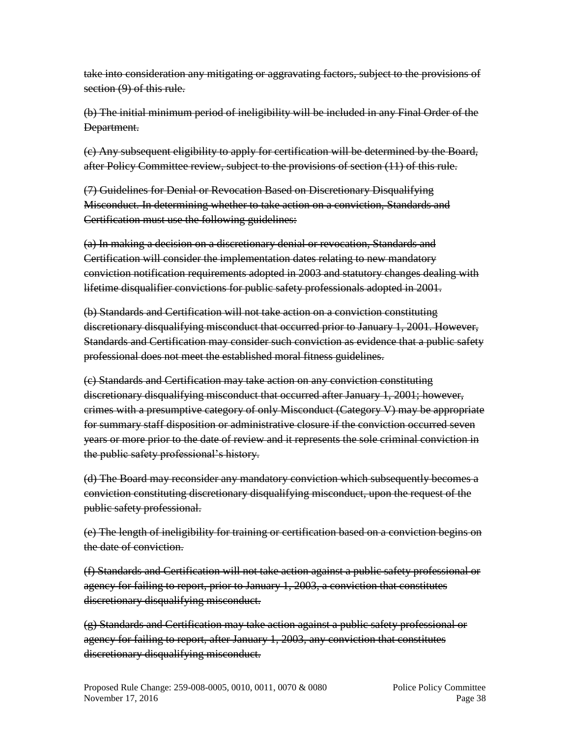~~take into consideration any mitigating or aggravating factors, subject to the provisions of section (9) of this rule.~~

~~(b) The initial minimum period of ineligibility will be included in any Final Order of the Department.~~

~~(c) Any subsequent eligibility to apply for certification will be determined by the Board, after Policy Committee review, subject to the provisions of section (11) of this rule.~~

~~(7) Guidelines for Denial or Revocation Based on Discretionary Disqualifying Misconduct. In determining whether to take action on a conviction, Standards and Certification must use the following guidelines:~~

~~(a) In making a decision on a discretionary denial or revocation, Standards and Certification will consider the implementation dates relating to new mandatory conviction notification requirements adopted in 2003 and statutory changes dealing with lifetime disqualifier convictions for public safety professionals adopted in 2001.~~

~~(b) Standards and Certification will not take action on a conviction constituting discretionary disqualifying misconduct that occurred prior to January 1, 2001. However, Standards and Certification may consider such conviction as evidence that a public safety professional does not meet the established moral fitness guidelines.~~

~~(c) Standards and Certification may take action on any conviction constituting discretionary disqualifying misconduct that occurred after January 1, 2001; however, crimes with a presumptive category of only Misconduct (Category V) may be appropriate for summary staff disposition or administrative closure if the conviction occurred seven years or more prior to the date of review and it represents the sole criminal conviction in the public safety professional's history.~~

~~(d) The Board may reconsider any mandatory conviction which subsequently becomes a conviction constituting discretionary disqualifying misconduct, upon the request of the public safety professional.~~

~~(e) The length of ineligibility for training or certification based on a conviction begins on the date of conviction.~~

~~(f) Standards and Certification will not take action against a public safety professional or agency for failing to report, prior to January 1, 2003, a conviction that constitutes discretionary disqualifying misconduct.~~

~~(g) Standards and Certification may take action against a public safety professional or agency for failing to report, after January 1, 2003, any conviction that constitutes discretionary disqualifying misconduct.~~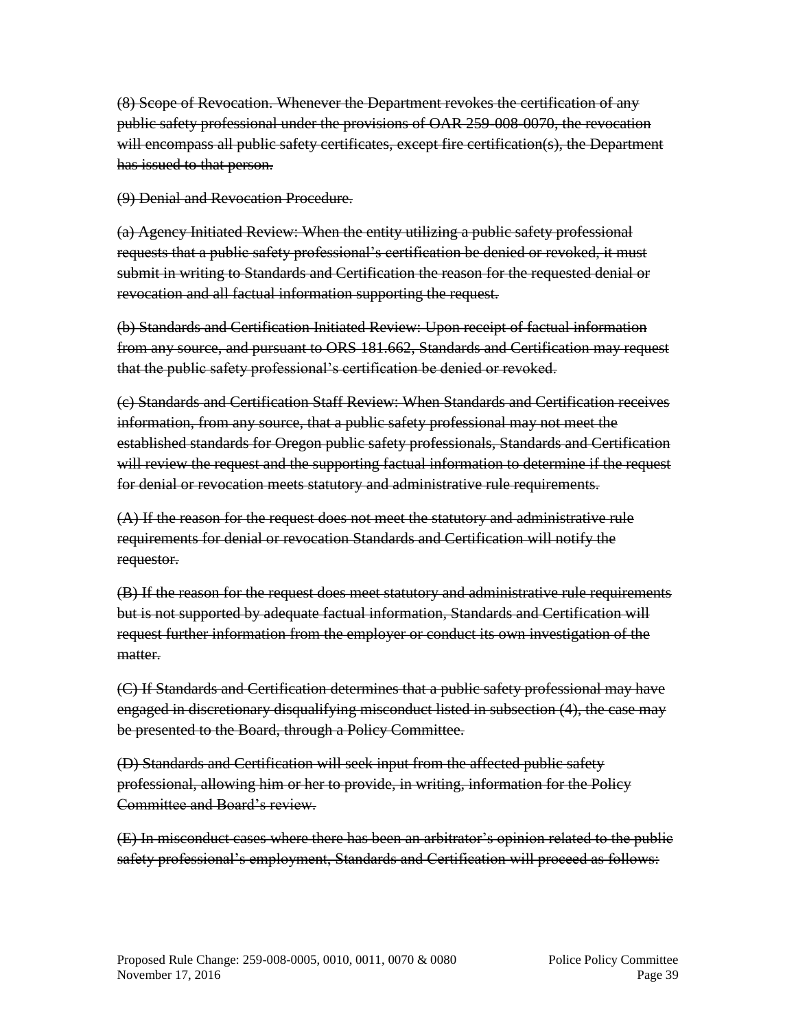~~(8) Scope of Revocation. Whenever the Department revokes the certification of any public safety professional under the provisions of OAR 259-008-0070, the revocation will encompass all public safety certificates, except fire certification(s), the Department has issued to that person.~~

~~(9) Denial and Revocation Procedure.~~

~~(a) Agency Initiated Review: When the entity utilizing a public safety professional requests that a public safety professional's certification be denied or revoked, it must submit in writing to Standards and Certification the reason for the requested denial or revocation and all factual information supporting the request.~~

~~(b) Standards and Certification Initiated Review: Upon receipt of factual information from any source, and pursuant to ORS 181.662, Standards and Certification may request that the public safety professional's certification be denied or revoked.~~

~~(c) Standards and Certification Staff Review: When Standards and Certification receives information, from any source, that a public safety professional may not meet the established standards for Oregon public safety professionals, Standards and Certification will review the request and the supporting factual information to determine if the request for denial or revocation meets statutory and administrative rule requirements.~~

~~(A) If the reason for the request does not meet the statutory and administrative rule requirements for denial or revocation Standards and Certification will notify the requestor.~~

~~(B) If the reason for the request does meet statutory and administrative rule requirements but is not supported by adequate factual information, Standards and Certification will request further information from the employer or conduct its own investigation of the matter.~~

~~(C) If Standards and Certification determines that a public safety professional may have engaged in discretionary disqualifying misconduct listed in subsection (4), the case may be presented to the Board, through a Policy Committee.~~

~~(D) Standards and Certification will seek input from the affected public safety professional, allowing him or her to provide, in writing, information for the Policy Committee and Board's review.~~

~~(E) In misconduct cases where there has been an arbitrator's opinion related to the public safety professional's employment, Standards and Certification will proceed as follows:~~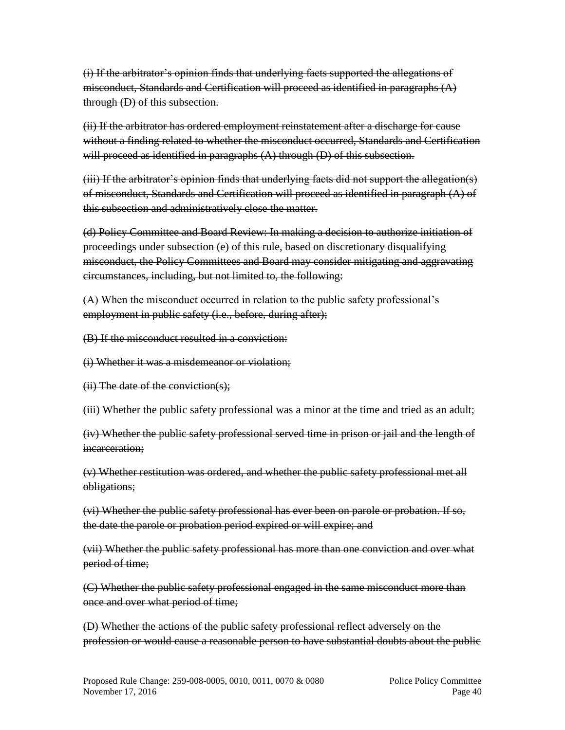~~(i) If the arbitrator's opinion finds that underlying facts supported the allegations of misconduct, Standards and Certification will proceed as identified in paragraphs (A) through (D) of this subsection.~~

~~(ii) If the arbitrator has ordered employment reinstatement after a discharge for cause without a finding related to whether the misconduct occurred, Standards and Certification will proceed as identified in paragraphs (A) through (D) of this subsection.~~

~~(iii) If the arbitrator's opinion finds that underlying facts did not support the allegation(s) of misconduct, Standards and Certification will proceed as identified in paragraph (A) of this subsection and administratively close the matter.~~

~~(d) Policy Committee and Board Review: In making a decision to authorize initiation of proceedings under subsection (e) of this rule, based on discretionary disqualifying misconduct, the Policy Committees and Board may consider mitigating and aggravating circumstances, including, but not limited to, the following:~~

~~(A) When the misconduct occurred in relation to the public safety professional's employment in public safety (i.e., before, during after);~~

~~(B) If the misconduct resulted in a conviction:~~

~~(i) Whether it was a misdemeanor or violation;~~

~~(ii) The date of the conviction(s);~~

~~(iii) Whether the public safety professional was a minor at the time and tried as an adult;~~

~~(iv) Whether the public safety professional served time in prison or jail and the length of incarceration;~~

~~(v) Whether restitution was ordered, and whether the public safety professional met all obligations;~~

~~(vi) Whether the public safety professional has ever been on parole or probation. If so, the date the parole or probation period expired or will expire; and~~

~~(vii) Whether the public safety professional has more than one conviction and over what period of time;~~

~~(C) Whether the public safety professional engaged in the same misconduct more than once and over what period of time;~~

~~(D) Whether the actions of the public safety professional reflect adversely on the profession or would cause a reasonable person to have substantial doubts about the public~~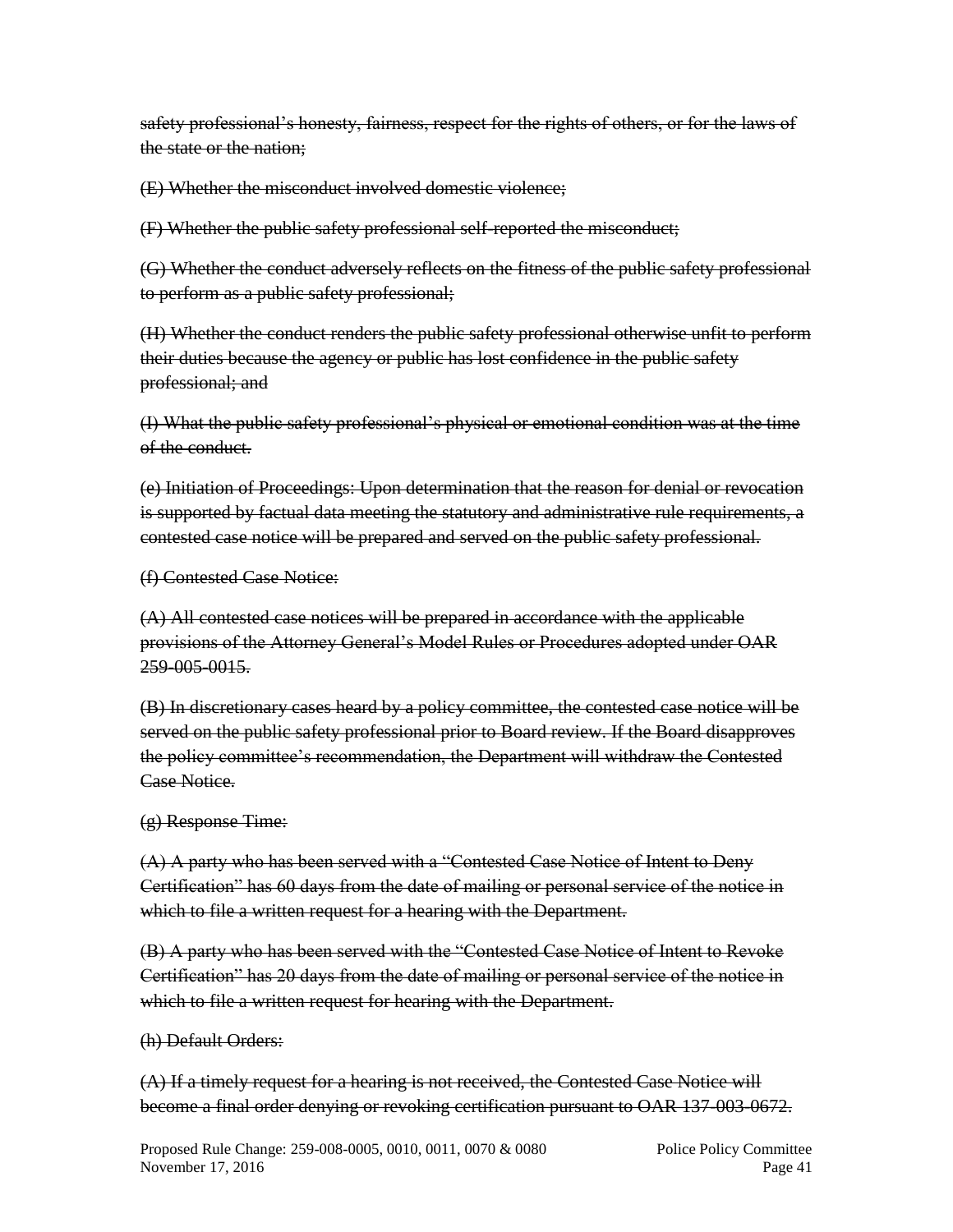~~safety professional's honesty, fairness, respect for the rights of others, or for the laws of the state or the nation;~~

~~(E) Whether the misconduct involved domestic violence;~~

~~(F) Whether the public safety professional self-reported the misconduct;~~

~~(G) Whether the conduct adversely reflects on the fitness of the public safety professional to perform as a public safety professional;~~

~~(H) Whether the conduct renders the public safety professional otherwise unfit to perform their duties because the agency or public has lost confidence in the public safety professional; and~~

~~(I) What the public safety professional's physical or emotional condition was at the time of the conduct.~~

~~(e) Initiation of Proceedings: Upon determination that the reason for denial or revocation is supported by factual data meeting the statutory and administrative rule requirements, a contested case notice will be prepared and served on the public safety professional.~~

~~(f) Contested Case Notice:~~

~~(A) All contested case notices will be prepared in accordance with the applicable provisions of the Attorney General's Model Rules or Procedures adopted under OAR 259-005-0015.~~

~~(B) In discretionary cases heard by a policy committee, the contested case notice will be served on the public safety professional prior to Board review. If the Board disapproves the policy committee's recommendation, the Department will withdraw the Contested Case Notice.~~

~~(g) Response Time:~~

~~(A) A party who has been served with a "Contested Case Notice of Intent to Deny Certification" has 60 days from the date of mailing or personal service of the notice in which to file a written request for a hearing with the Department.~~

~~(B) A party who has been served with the "Contested Case Notice of Intent to Revoke Certification" has 20 days from the date of mailing or personal service of the notice in which to file a written request for hearing with the Department.~~

~~(h) Default Orders:~~

~~(A) If a timely request for a hearing is not received, the Contested Case Notice will become a final order denying or revoking certification pursuant to OAR 137-003-0672.~~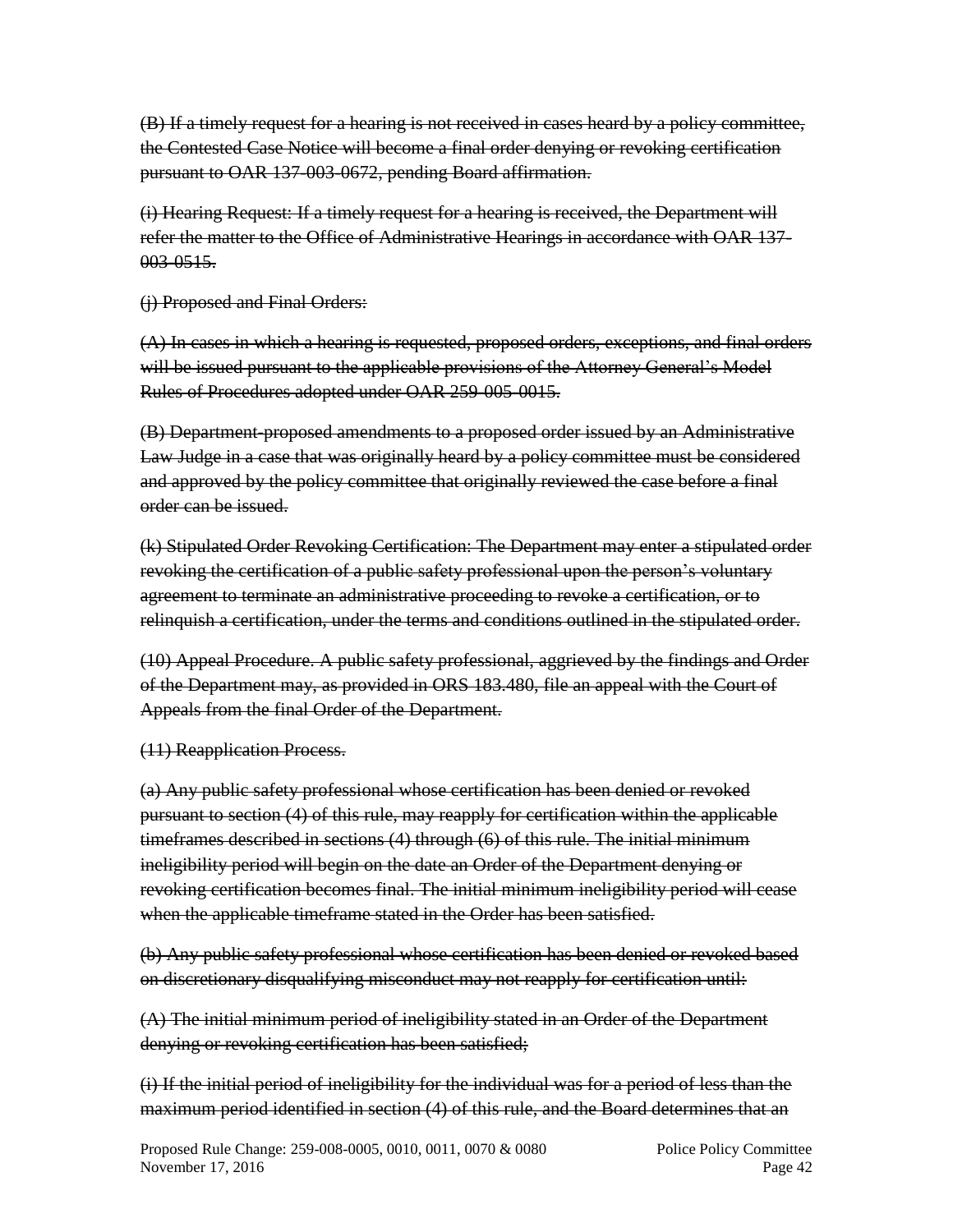~~(B) If a timely request for a hearing is not received in cases heard by a policy committee, the Contested Case Notice will become a final order denying or revoking certification pursuant to OAR 137-003-0672, pending Board affirmation.~~

~~(i) Hearing Request: If a timely request for a hearing is received, the Department will refer the matter to the Office of Administrative Hearings in accordance with OAR 137-003-0515.~~

~~(j) Proposed and Final Orders:~~

~~(A) In cases in which a hearing is requested, proposed orders, exceptions, and final orders will be issued pursuant to the applicable provisions of the Attorney General's Model Rules of Procedures adopted under OAR 259-005-0015.~~

~~(B) Department-proposed amendments to a proposed order issued by an Administrative Law Judge in a case that was originally heard by a policy committee must be considered and approved by the policy committee that originally reviewed the case before a final order can be issued.~~

~~(k) Stipulated Order Revoking Certification: The Department may enter a stipulated order revoking the certification of a public safety professional upon the person's voluntary agreement to terminate an administrative proceeding to revoke a certification, or to relinquish a certification, under the terms and conditions outlined in the stipulated order.~~

~~(10) Appeal Procedure. A public safety professional, aggrieved by the findings and Order of the Department may, as provided in ORS 183.480, file an appeal with the Court of Appeals from the final Order of the Department.~~

~~(11) Reapplication Process.~~

~~(a) Any public safety professional whose certification has been denied or revoked pursuant to section (4) of this rule, may reapply for certification within the applicable timeframes described in sections (4) through (6) of this rule. The initial minimum ineligibility period will begin on the date an Order of the Department denying or revoking certification becomes final. The initial minimum ineligibility period will cease when the applicable timeframe stated in the Order has been satisfied.~~

~~(b) Any public safety professional whose certification has been denied or revoked based on discretionary disqualifying misconduct may not reapply for certification until:~~

~~(A) The initial minimum period of ineligibility stated in an Order of the Department denying or revoking certification has been satisfied;~~

~~(i) If the initial period of ineligibility for the individual was for a period of less than the maximum period identified in section (4) of this rule, and the Board determines that an~~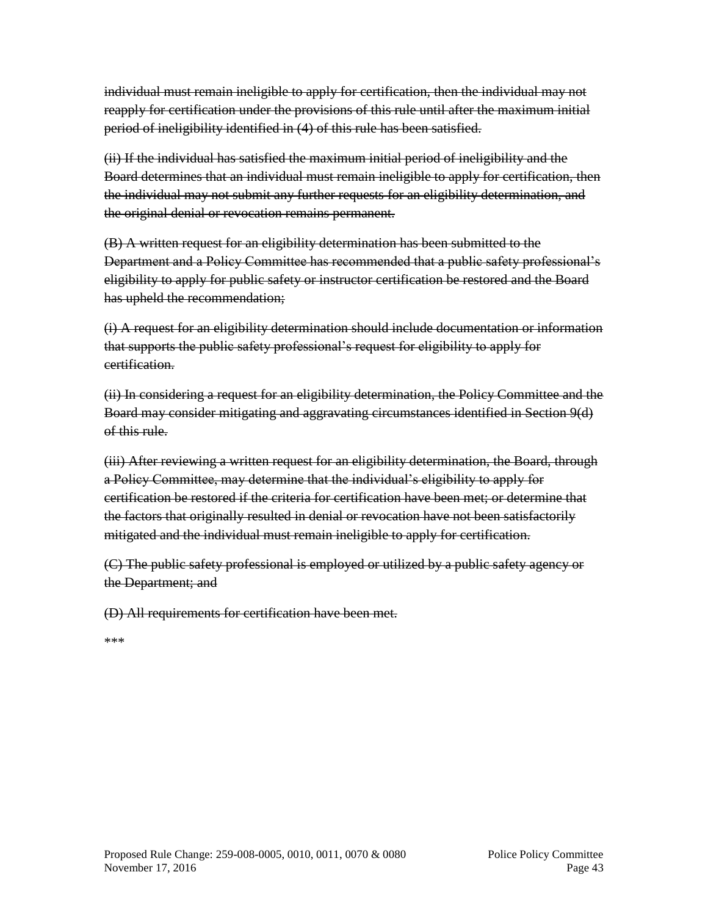~~individual must remain ineligible to apply for certification, then the individual may not reapply for certification under the provisions of this rule until after the maximum initial period of ineligibility identified in (4) of this rule has been satisfied.~~

~~(ii) If the individual has satisfied the maximum initial period of ineligibility and the Board determines that an individual must remain ineligible to apply for certification, then the individual may not submit any further requests for an eligibility determination, and the original denial or revocation remains permanent.~~

~~(B) A written request for an eligibility determination has been submitted to the Department and a Policy Committee has recommended that a public safety professional's eligibility to apply for public safety or instructor certification be restored and the Board has upheld the recommendation;~~

~~(i) A request for an eligibility determination should include documentation or information that supports the public safety professional's request for eligibility to apply for certification.~~

~~(ii) In considering a request for an eligibility determination, the Policy Committee and the Board may consider mitigating and aggravating circumstances identified in Section 9(d) of this rule.~~

~~(iii) After reviewing a written request for an eligibility determination, the Board, through a Policy Committee, may determine that the individual's eligibility to apply for certification be restored if the criteria for certification have been met; or determine that the factors that originally resulted in denial or revocation have not been satisfactorily mitigated and the individual must remain ineligible to apply for certification.~~

~~(C) The public safety professional is employed or utilized by a public safety agency or the Department; and~~

~~(D) All requirements for certification have been met.~~

***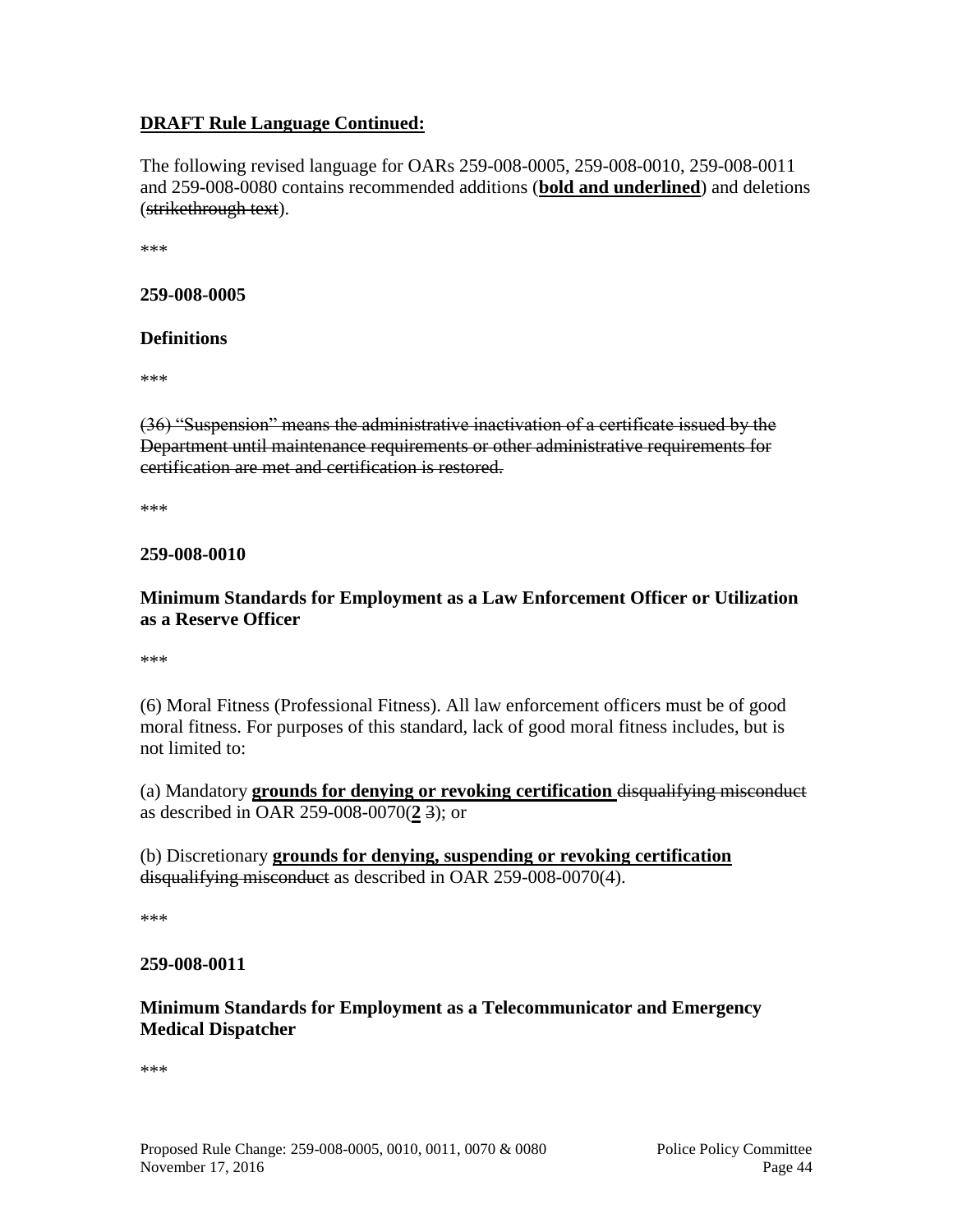**DRAFT Rule Language Continued:**

The following revised language for OARs 259-008-0005, 259-008-0010, 259-008-0011 and 259-008-0080 contains recommended additions (**<u>bold and underlined</u>**) and deletions (~~strikethrough text~~).

***

**259-008-0005**

**Definitions**

***

~~(36) "Suspension" means the administrative inactivation of a certificate issued by the Department until maintenance requirements or other administrative requirements for certification are met and certification is restored.~~

***

**259-008-0010**

**Minimum Standards for Employment as a Law Enforcement Officer or Utilization as a Reserve Officer**

***

(6) Moral Fitness (Professional Fitness). All law enforcement officers must be of good moral fitness. For purposes of this standard, lack of good moral fitness includes, but is not limited to:

(a) Mandatory **<u>grounds for denying or revoking certification</u>** ~~disqualifying misconduct~~ as described in OAR 259-008-0070(**<u>2</u>** ~~3~~); or

(b) Discretionary **<u>grounds for denying, suspending or revoking certification</u>** ~~disqualifying misconduct~~ as described in OAR 259-008-0070(4).

***

**259-008-0011**

**Minimum Standards for Employment as a Telecommunicator and Emergency Medical Dispatcher**

***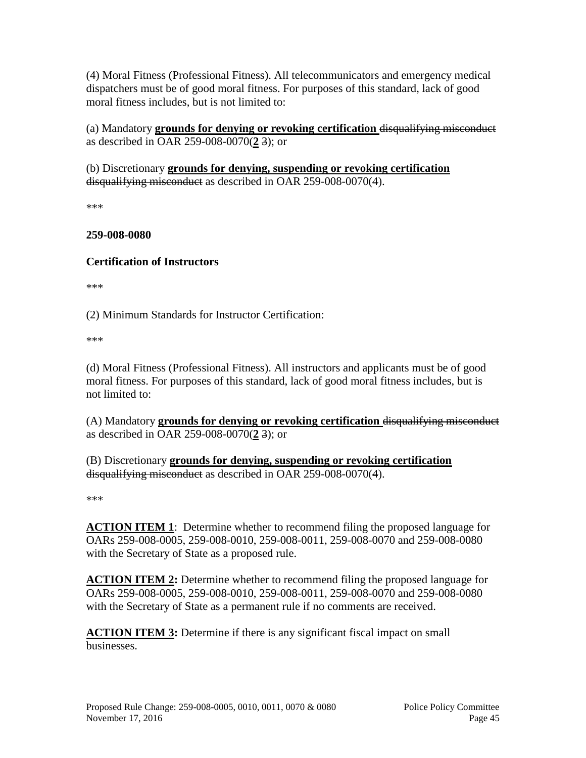(4) Moral Fitness (Professional Fitness). All telecommunicators and emergency medical dispatchers must be of good moral fitness. For purposes of this standard, lack of good moral fitness includes, but is not limited to:

(a) Mandatory <u>**grounds for denying or revoking certification**</u> ~~disqualifying misconduct~~ as described in OAR 259-008-0070(<u>**2**</u> ~~3~~); or

(b) Discretionary <u>**grounds for denying, suspending or revoking certification**</u> ~~disqualifying misconduct~~ as described in OAR 259-008-0070(4).

***

**259-008-0080**

**Certification of Instructors**

***

(2) Minimum Standards for Instructor Certification:

***

(d) Moral Fitness (Professional Fitness). All instructors and applicants must be of good moral fitness. For purposes of this standard, lack of good moral fitness includes, but is not limited to:

(A) Mandatory <u>**grounds for denying or revoking certification**</u> ~~disqualifying misconduct~~ as described in OAR 259-008-0070(<u>**2**</u> ~~3~~); or

(B) Discretionary <u>**grounds for denying, suspending or revoking certification**</u> ~~disqualifying misconduct~~ as described in OAR 259-008-0070(4).

***

<u>**ACTION ITEM 1**</u>: Determine whether to recommend filing the proposed language for OARs 259-008-0005, 259-008-0010, 259-008-0011, 259-008-0070 and 259-008-0080 with the Secretary of State as a proposed rule.

<u>**ACTION ITEM 2:**</u> Determine whether to recommend filing the proposed language for OARs 259-008-0005, 259-008-0010, 259-008-0011, 259-008-0070 and 259-008-0080 with the Secretary of State as a permanent rule if no comments are received.

<u>**ACTION ITEM 3:**</u> Determine if there is any significant fiscal impact on small businesses.